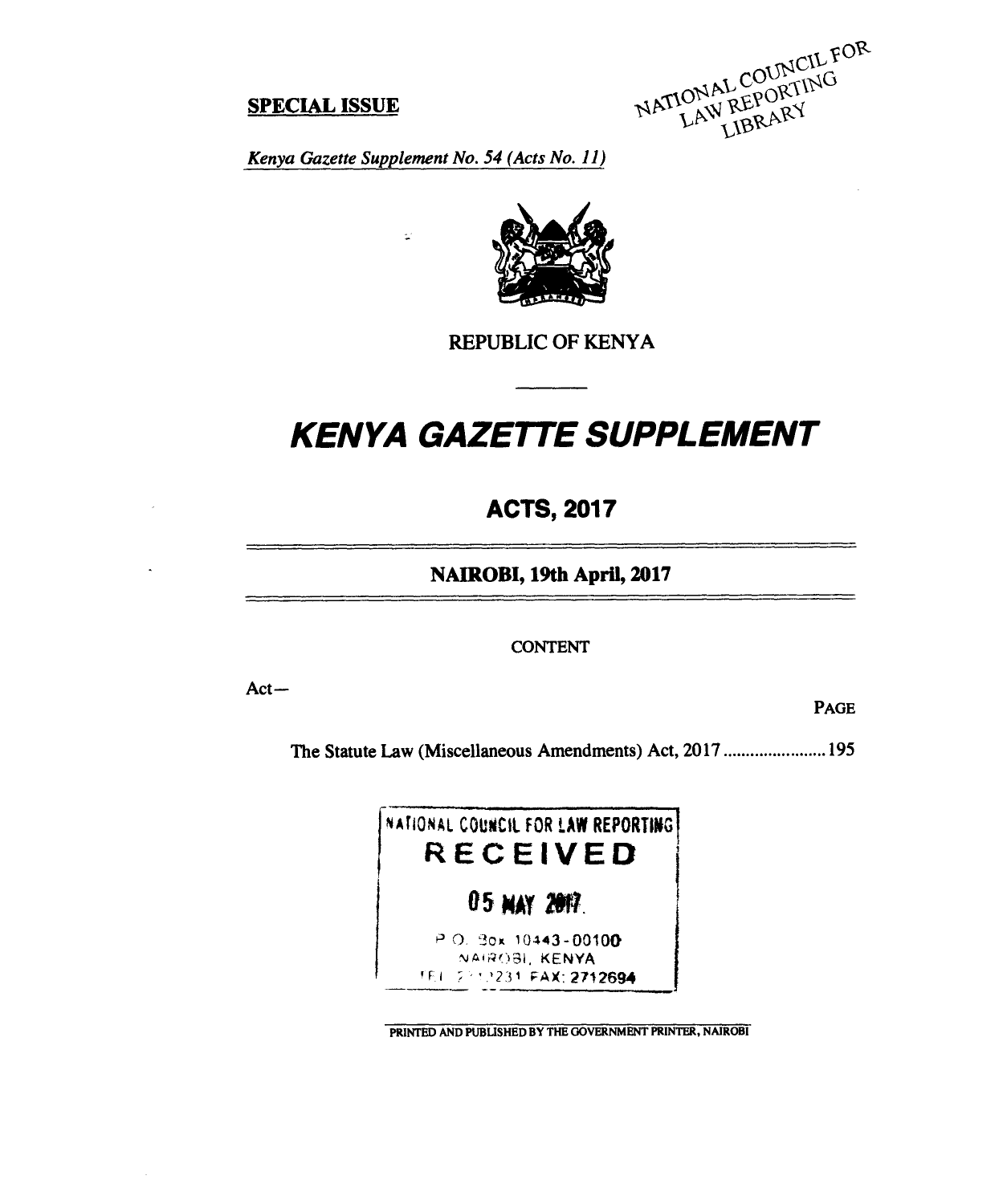**SPECIAL ISSUE**

NATIONAL COUNCIL FOR LAW REPORTING LIBRARY

*Kenya Gazette Supplement No. 54 (Acts No. 11)*

REPUBLIC OF KENYA

# *KENYA GAZETTE SUPPLEMENT*

## ACTS, 2017

**NAIROBI, 19th April, 2017**

CONTENT

Act—

| | PAGE |
|---|---|
| The Statute Law (Miscellaneous Amendments) Act, 2017 ....................... | 195 |

NATIONAL COUNCIL FOR LAW REPORTING
RECEIVED
05 MAY 2017
P.O. Box 10443-00100
NAIROBI, KENYA
TEL: 2719231 FAX: 2712694

PRINTED AND PUBLISHED BY THE GOVERNMENT PRINTER, NAIROBI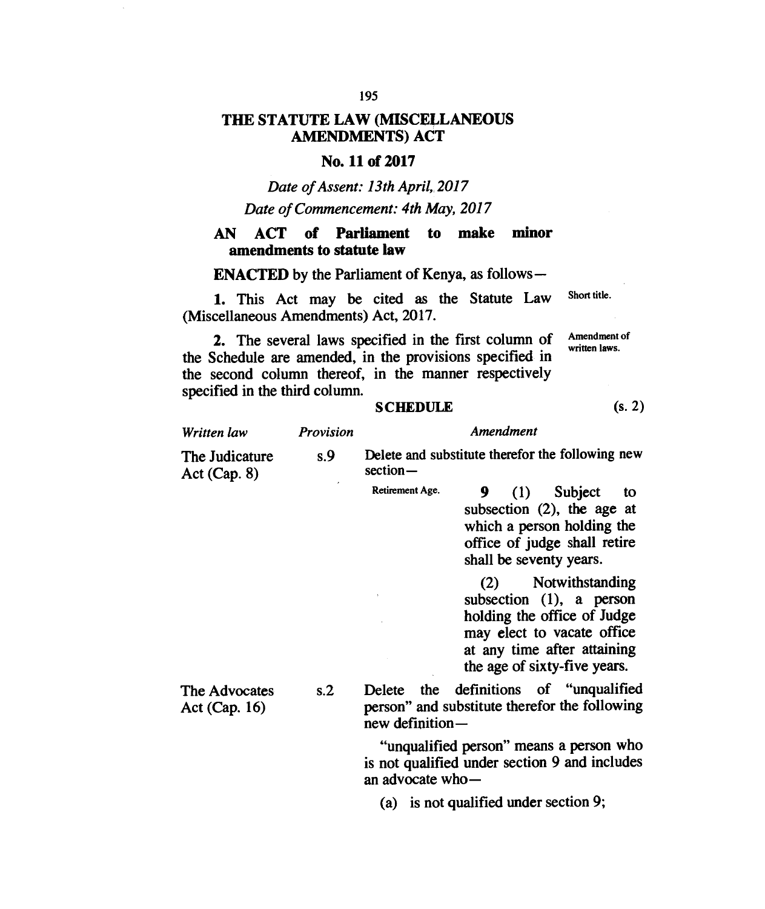# THE STATUTE LAW (MISCELLANEOUS AMENDMENTS) ACT

## No. 11 of 2017

*Date of Assent: 13th April, 2017*

*Date of Commencement: 4th May, 2017*

**AN ACT of Parliament to make minor amendments to statute law**

**ENACTED** by the Parliament of Kenya, as follows—

Short title.

**1.** This Act may be cited as the Statute Law (Miscellaneous Amendments) Act, 2017.

Amendment of written laws.

**2.** The several laws specified in the first column of the Schedule are amended, in the provisions specified in the second column thereof, in the manner respectively specified in the third column.

### SCHEDULE

(s. 2)

| *Written law* | *Provision* | *Amendment* |
|---|---|---|
| The Judicature Act (Cap. 8) | s.9 | Delete and substitute therefor the following new section—<br><br>Retirement Age. **9** (1) Subject to subsection (2), the age at which a person holding the office of judge shall retire shall be seventy years.<br><br>(2) Notwithstanding subsection (1), a person holding the office of Judge may elect to vacate office at any time after attaining the age of sixty-five years. |
| The Advocates Act (Cap. 16) | s.2 | Delete the definitions of "unqualified person" and substitute therefor the following new definition—<br><br>"unqualified person" means a person who is not qualified under section 9 and includes an advocate who—<br><br>(a) is not qualified under section 9; |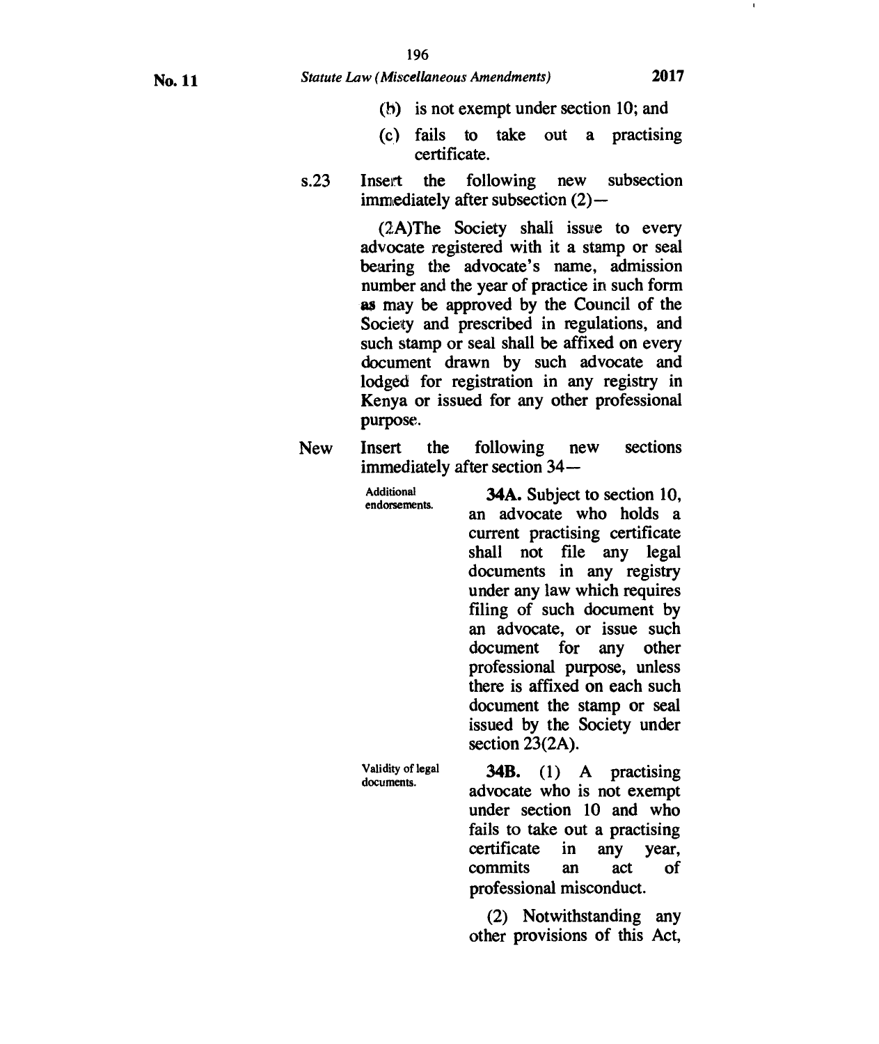(b) is not exempt under section 10; and

(c) fails to take out a practising certificate.

s.23 Insert the following new subsection immediately after subsection (2)—

(2A)The Society shall issue to every advocate registered with it a stamp or seal bearing the advocate's name, admission number and the year of practice in such form as may be approved by the Council of the Society and prescribed in regulations, and such stamp or seal shall be affixed on every document drawn by such advocate and lodged for registration in any registry in Kenya or issued for any other professional purpose.

New Insert the following new sections immediately after section 34—

Additional endorsements.

**34A.** Subject to section 10, an advocate who holds a current practising certificate shall not file any legal documents in any registry under any law which requires filing of such document by an advocate, or issue such document for any other professional purpose, unless there is affixed on each such document the stamp or seal issued by the Society under section 23(2A).

Validity of legal documents.

**34B.** (1) A practising advocate who is not exempt under section 10 and who fails to take out a practising certificate in any year, commits an act of professional misconduct.

(2) Notwithstanding any other provisions of this Act,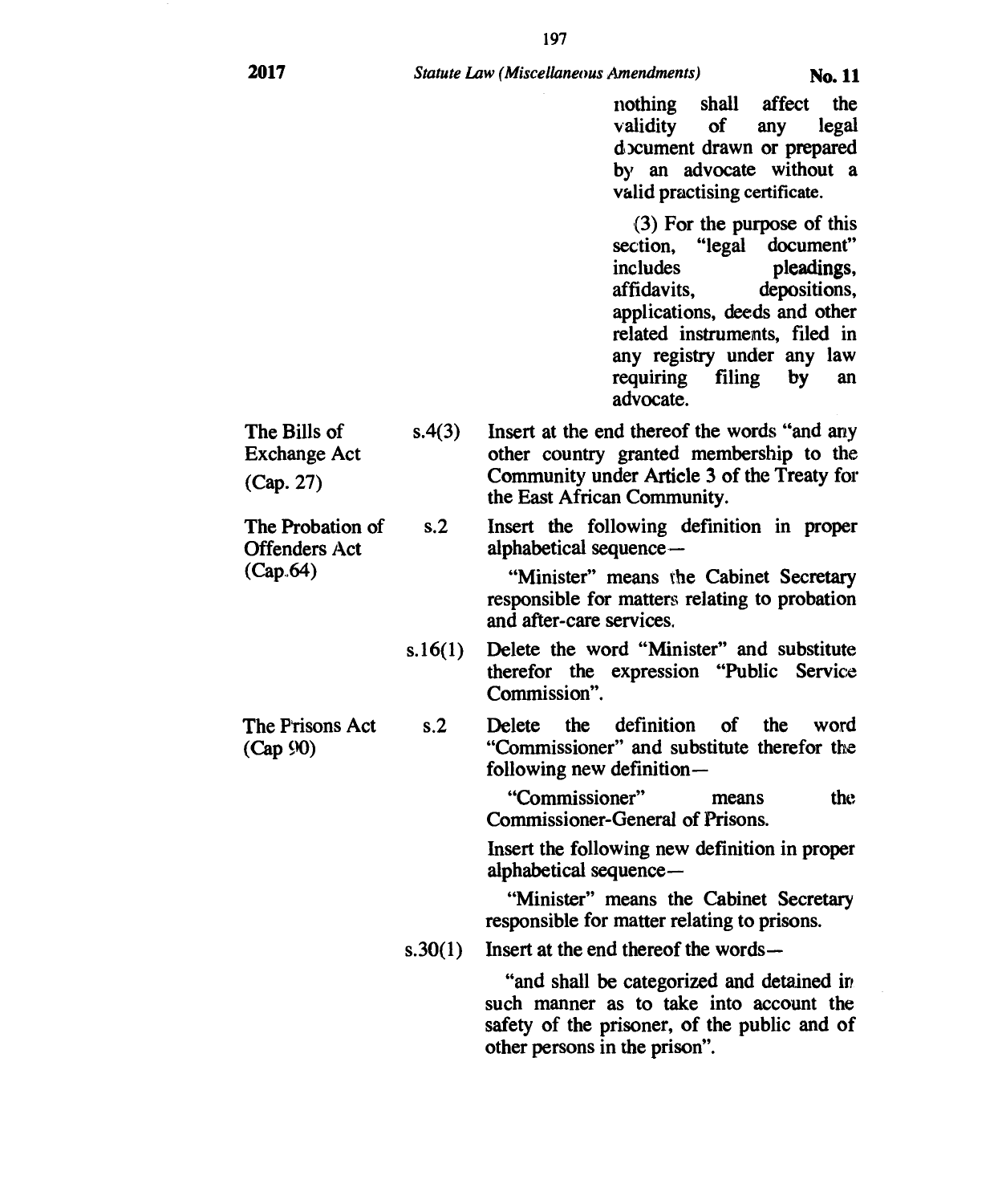nothing shall affect the validity of any legal document drawn or prepared by an advocate without a valid practising certificate.

(3) For the purpose of this section, "legal document" includes pleadings, affidavits, depositions, applications, deeds and other related instruments, filed in any registry under any law requiring filing by an advocate.

| Act | Section | Amendment |
|---|---|---|
| The Bills of Exchange Act (Cap. 27) | s.4(3) | Insert at the end thereof the words "and any other country granted membership to the Community under Article 3 of the Treaty for the East African Community. |
| The Probation of Offenders Act (Cap.64) | s.2 | Insert the following definition in proper alphabetical sequence— "Minister" means the Cabinet Secretary responsible for matters relating to probation and after-care services. |
| | s.16(1) | Delete the word "Minister" and substitute therefor the expression "Public Service Commission". |
| The Prisons Act (Cap 90) | s.2 | Delete the definition of the word "Commissioner" and substitute therefor the following new definition— "Commissioner" means the Commissioner-General of Prisons. Insert the following new definition in proper alphabetical sequence— "Minister" means the Cabinet Secretary responsible for matter relating to prisons. |
| | s.30(1) | Insert at the end thereof the words— "and shall be categorized and detained in such manner as to take into account the safety of the prisoner, of the public and of other persons in the prison". |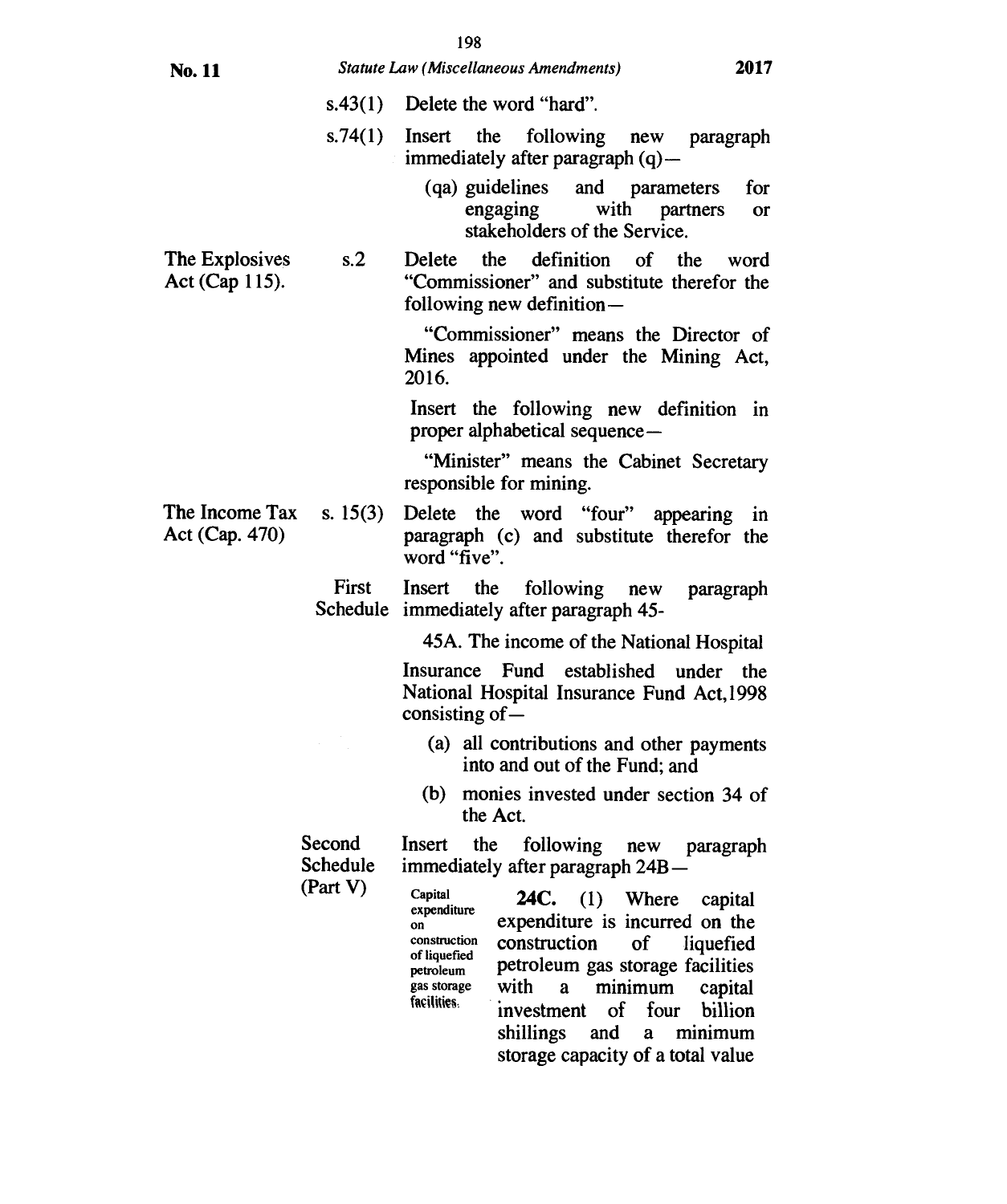| | | |
|---|---|---|
| | s.43(1) | Delete the word "hard". |
| | s.74(1) | Insert the following new paragraph immediately after paragraph (q)—<br><br>(qa) guidelines and parameters for engaging with partners or stakeholders of the Service. |
| The Explosives Act (Cap 115). | s.2 | Delete the definition of the word "Commissioner" and substitute therefor the following new definition—<br><br>"Commissioner" means the Director of Mines appointed under the Mining Act, 2016.<br><br>Insert the following new definition in proper alphabetical sequence—<br><br>"Minister" means the Cabinet Secretary responsible for mining. |
| The Income Tax Act (Cap. 470) | s. 15(3) | Delete the word "four" appearing in paragraph (c) and substitute therefor the word "five". |
| | First Schedule | Insert the following new paragraph immediately after paragraph 45-<br><br>45A. The income of the National Hospital<br><br>Insurance Fund established under the National Hospital Insurance Fund Act,1998 consisting of—<br><br>(a) all contributions and other payments into and out of the Fund; and<br><br>(b) monies invested under section 34 of the Act. |
| | Second Schedule (Part V) | Insert the following new paragraph immediately after paragraph 24B—<br><br>*Capital expenditure on construction of liquefied petroleum gas storage facilities.*<br><br>**24C.** (1) Where capital expenditure is incurred on the construction of liquefied petroleum gas storage facilities with a minimum capital investment of four billion shillings and a minimum storage capacity of a total value |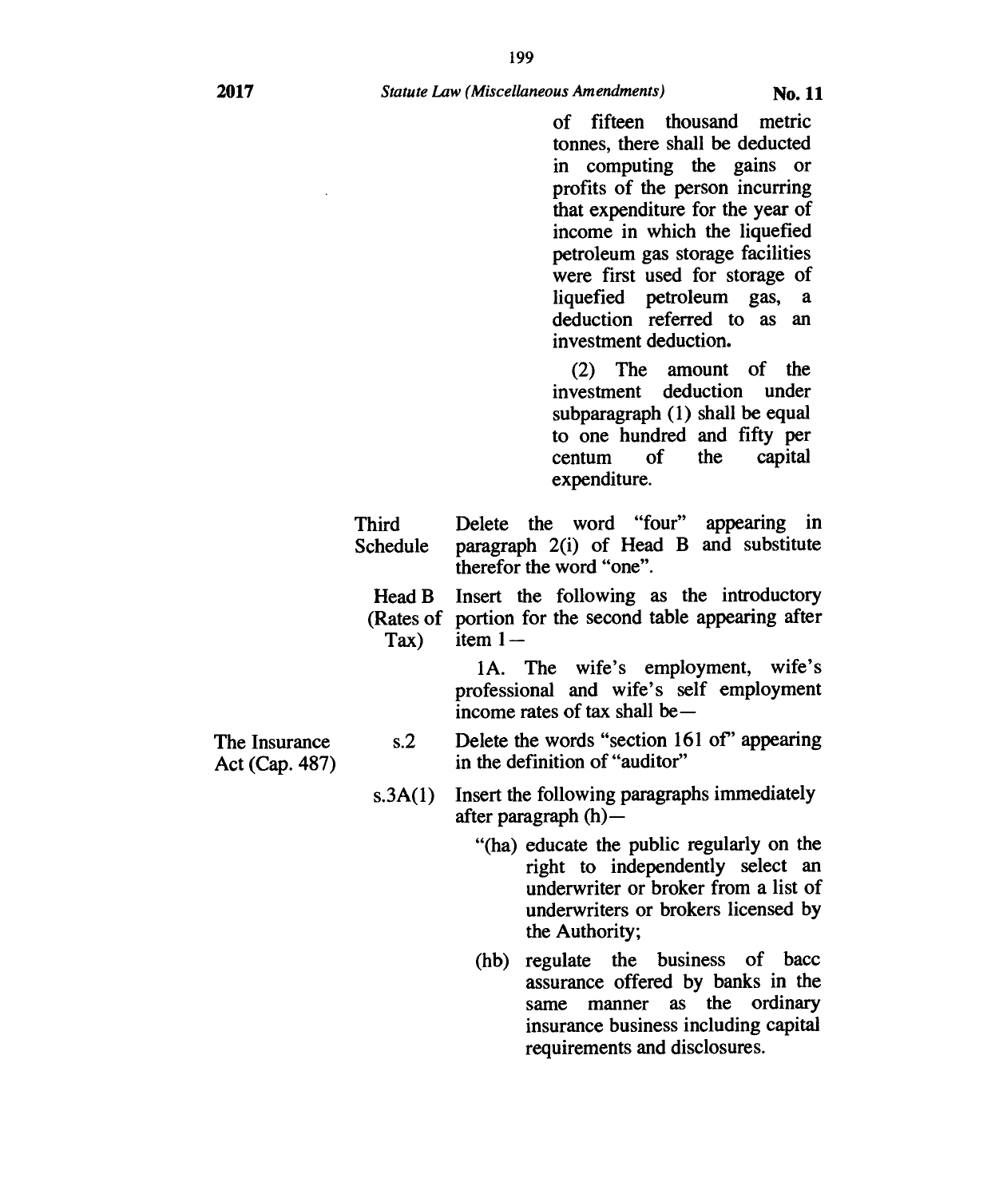of fifteen thousand metric tonnes, there shall be deducted in computing the gains or profits of the person incurring that expenditure for the year of income in which the liquefied petroleum gas storage facilities were first used for storage of liquefied petroleum gas, a deduction referred to as an investment deduction.

(2) The amount of the investment deduction under subparagraph (1) shall be equal to one hundred and fifty per centum of the capital expenditure.

| | | |
|---|---|---|
| | Third Schedule | Delete the word "four" appearing in paragraph 2(i) of Head B and substitute therefor the word "one". |
| | Head B (Rates of Tax) | Insert the following as the introductory portion for the second table appearing after item 1— <br><br> 1A. The wife's employment, wife's professional and wife's self employment income rates of tax shall be— |
| The Insurance Act (Cap. 487) | s.2 | Delete the words "section 161 of" appearing in the definition of "auditor" |
| | s.3A(1) | Insert the following paragraphs immediately after paragraph (h)— <br><br> "(ha) educate the public regularly on the right to independently select an underwriter or broker from a list of underwriters or brokers licensed by the Authority; <br><br> (hb) regulate the business of bacc assurance offered by banks in the same manner as the ordinary insurance business including capital requirements and disclosures. |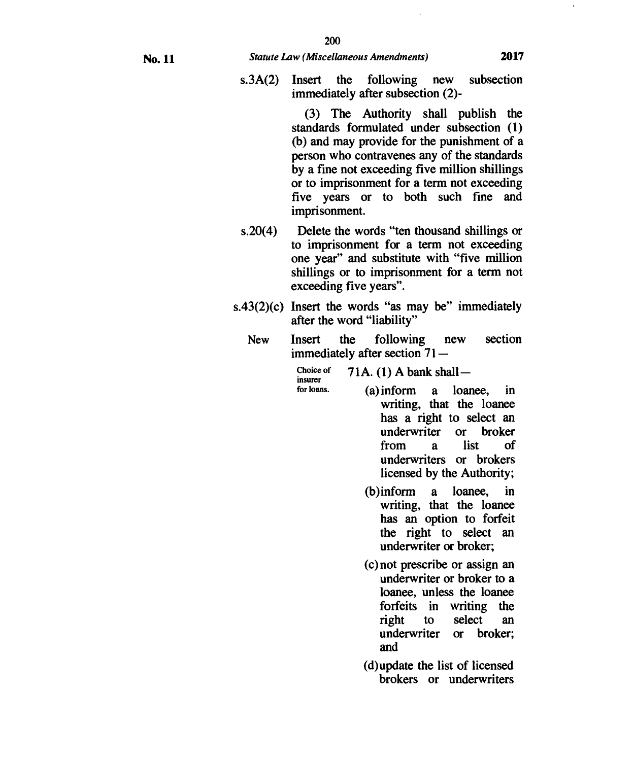s.3A(2) Insert the following new subsection immediately after subsection (2)-

(3) The Authority shall publish the standards formulated under subsection (1) (b) and may provide for the punishment of a person who contravenes any of the standards by a fine not exceeding five million shillings or to imprisonment for a term not exceeding five years or to both such fine and imprisonment.

s.20(4) Delete the words "ten thousand shillings or to imprisonment for a term not exceeding one year" and substitute with "five million shillings or to imprisonment for a term not exceeding five years".

s.43(2)(c) Insert the words "as may be" immediately after the word "liability"

New Insert the following new section immediately after section 71—

Choice of insurer for loans.

71A. (1) A bank shall—

(a) inform a loanee, in writing, that the loanee has a right to select an underwriter or broker from a list of underwriters or brokers licensed by the Authority;

(b) inform a loanee, in writing, that the loanee has an option to forfeit the right to select an underwriter or broker;

(c) not prescribe or assign an underwriter or broker to a loanee, unless the loanee forfeits in writing the right to select an underwriter or broker; and

(d) update the list of licensed brokers or underwriters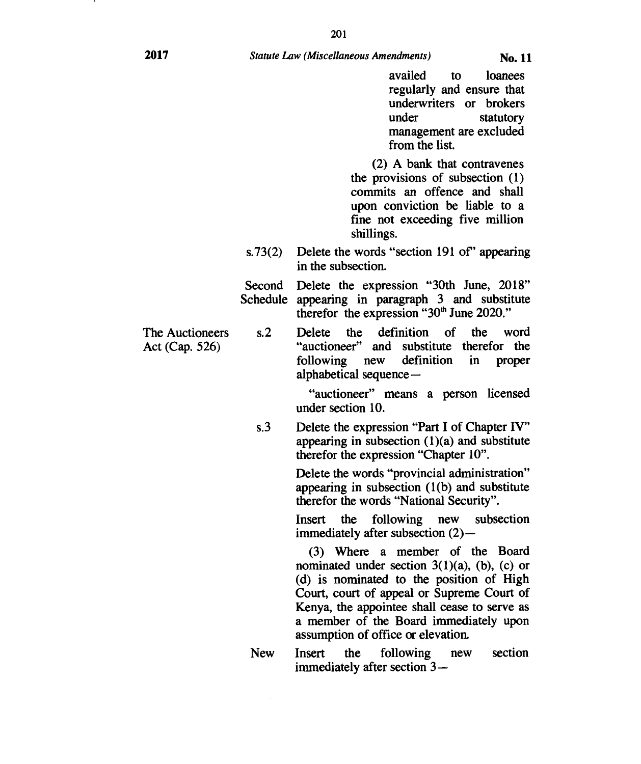availed to loanees regularly and ensure that underwriters or brokers under statutory management are excluded from the list.

(2) A bank that contravenes the provisions of subsection (1) commits an offence and shall upon conviction be liable to a fine not exceeding five million shillings.

| | | |
|---|---|---|
| | s.73(2) | Delete the words "section 191 of" appearing in the subsection. |
| | Second Schedule | Delete the expression "30th June, 2018" appearing in paragraph 3 and substitute therefor the expression "30th June 2020." |
| The Auctioneers Act (Cap. 526) | s.2 | Delete the definition of the word "auctioneer" and substitute therefor the following new definition in proper alphabetical sequence— |

"auctioneer" means a person licensed under section 10.

| | | |
|---|---|---|
| | s.3 | Delete the expression "Part I of Chapter IV" appearing in subsection (1)(a) and substitute therefor the expression "Chapter 10". |

Delete the words "provincial administration" appearing in subsection (1(b) and substitute therefor the words "National Security".

Insert the following new subsection immediately after subsection (2)—

(3) Where a member of the Board nominated under section 3(1)(a), (b), (c) or (d) is nominated to the position of High Court, court of appeal or Supreme Court of Kenya, the appointee shall cease to serve as a member of the Board immediately upon assumption of office or elevation.

| | | |
|---|---|---|
| | New | Insert the following new section immediately after section 3— |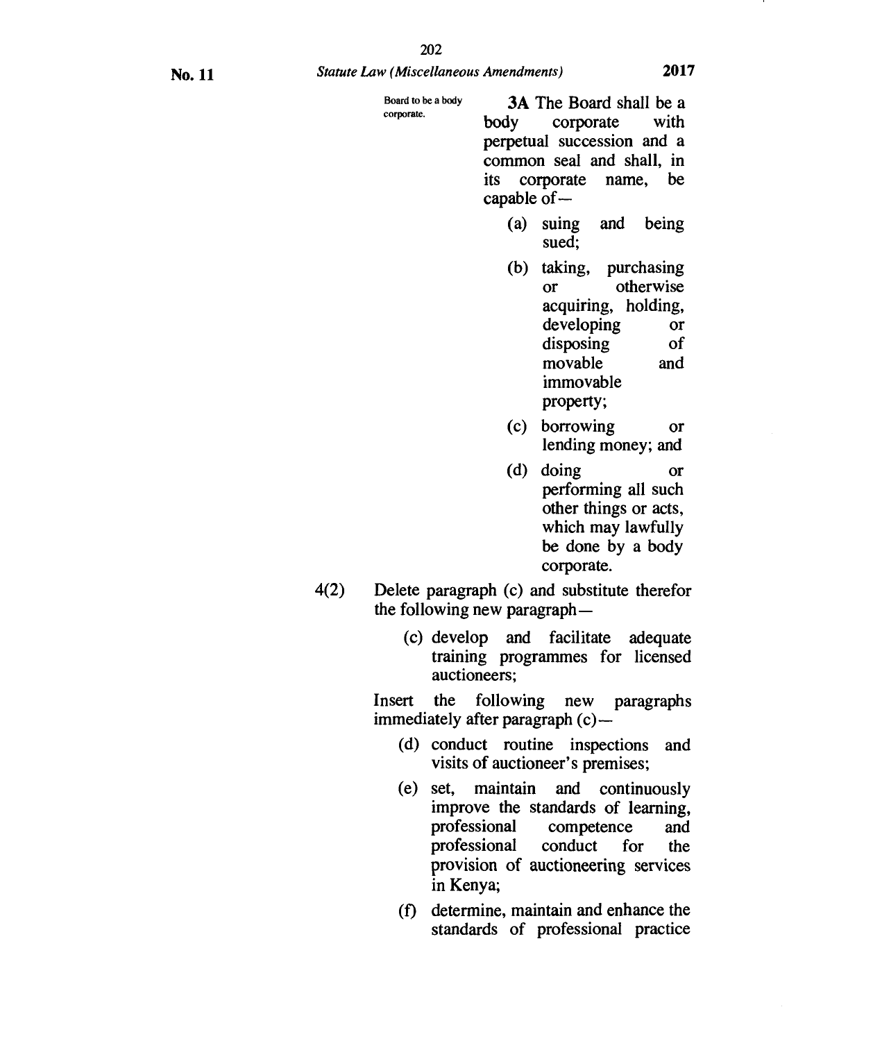Board to be a body corporate.

**3A** The Board shall be a body corporate with perpetual succession and a common seal and shall, in its corporate name, be capable of—

(a) suing and being sued;

(b) taking, purchasing or otherwise acquiring, holding, developing or disposing of movable and immovable property;

(c) borrowing or lending money; and

(d) doing or performing all such other things or acts, which may lawfully be done by a body corporate.

4(2) Delete paragraph (c) and substitute therefor the following new paragraph—

(c) develop and facilitate adequate training programmes for licensed auctioneers;

Insert the following new paragraphs immediately after paragraph (c)—

(d) conduct routine inspections and visits of auctioneer's premises;

(e) set, maintain and continuously improve the standards of learning, professional competence and professional conduct for the provision of auctioneering services in Kenya;

(f) determine, maintain and enhance the standards of professional practice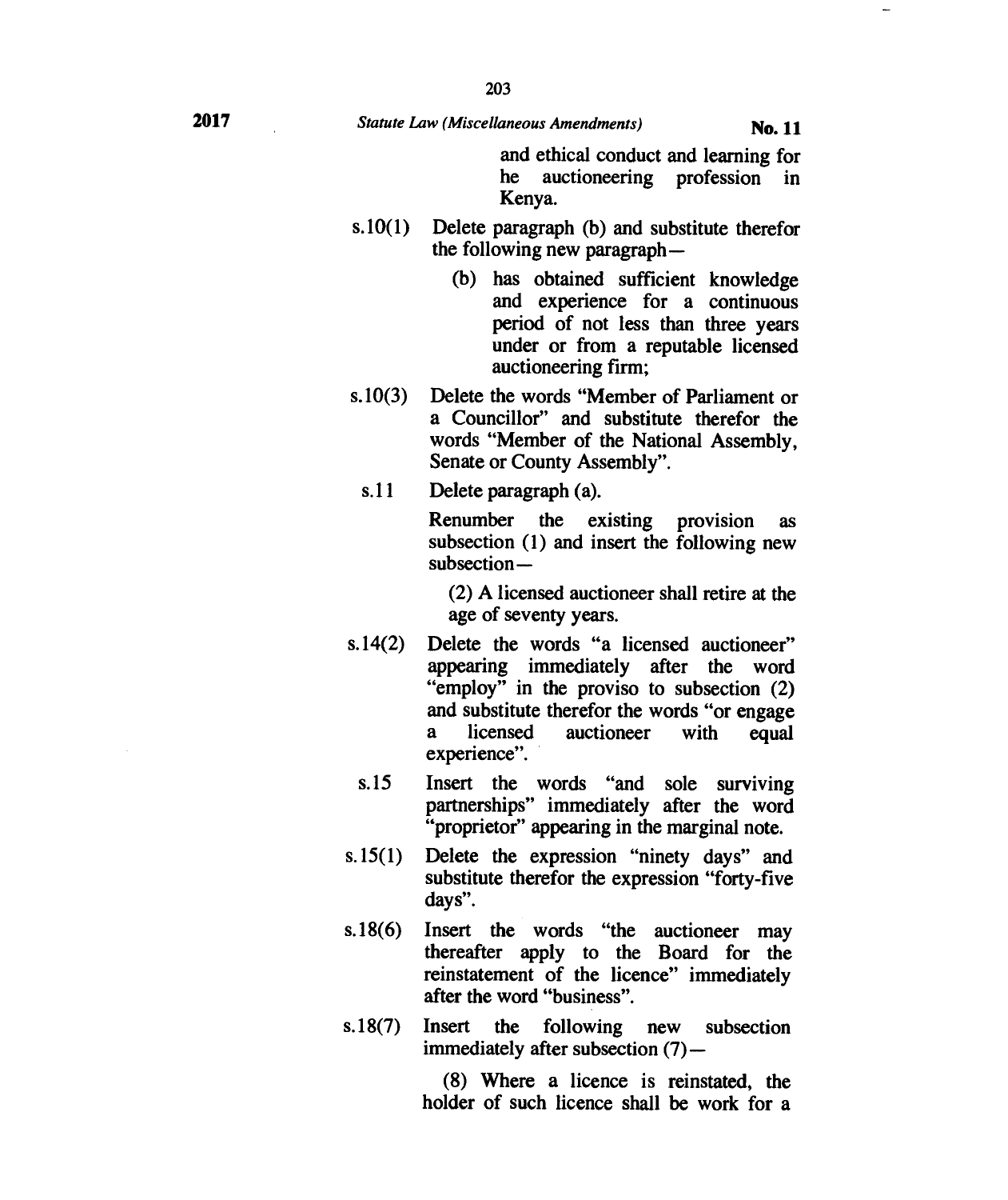and ethical conduct and learning for he auctioneering profession in Kenya.

s.10(1) Delete paragraph (b) and substitute therefor the following new paragraph—

(b) has obtained sufficient knowledge and experience for a continuous period of not less than three years under or from a reputable licensed auctioneering firm;

s.10(3) Delete the words "Member of Parliament or a Councillor" and substitute therefor the words "Member of the National Assembly, Senate or County Assembly".

s.11 Delete paragraph (a).

Renumber the existing provision as subsection (1) and insert the following new subsection—

(2) A licensed auctioneer shall retire at the age of seventy years.

s.14(2) Delete the words "a licensed auctioneer" appearing immediately after the word "employ" in the proviso to subsection (2) and substitute therefor the words "or engage a licensed auctioneer with equal experience".

s.15 Insert the words "and sole surviving partnerships" immediately after the word "proprietor" appearing in the marginal note.

s.15(1) Delete the expression "ninety days" and substitute therefor the expression "forty-five days".

s.18(6) Insert the words "the auctioneer may thereafter apply to the Board for the reinstatement of the licence" immediately after the word "business".

s.18(7) Insert the following new subsection immediately after subsection (7)—

(8) Where a licence is reinstated, the holder of such licence shall be work for a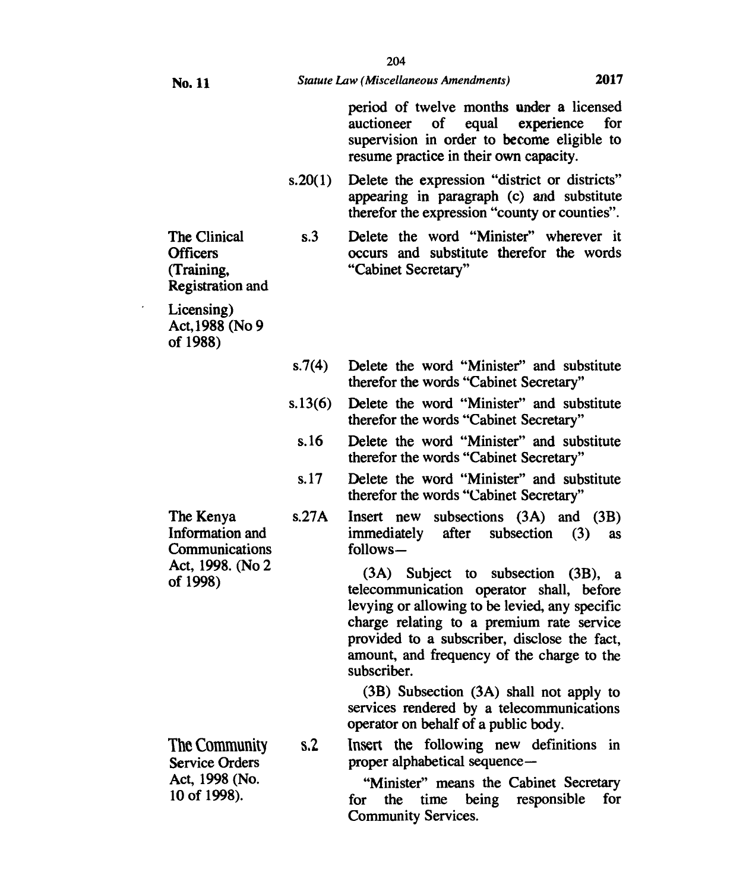| | | |
|---|---|---|
| | | period of twelve months under a licensed auctioneer of equal experience for supervision in order to become eligible to resume practice in their own capacity. |
| | s.20(1) | Delete the expression "district or districts" appearing in paragraph (c) and substitute therefor the expression "county or counties". |
| The Clinical Officers (Training, Registration and Licensing) Act, 1988 (No 9 of 1988) | s.3 | Delete the word "Minister" wherever it occurs and substitute therefor the words "Cabinet Secretary" |
| | s.7(4) | Delete the word "Minister" and substitute therefor the words "Cabinet Secretary" |
| | s.13(6) | Delete the word "Minister" and substitute therefor the words "Cabinet Secretary" |
| | s.16 | Delete the word "Minister" and substitute therefor the words "Cabinet Secretary" |
| | s.17 | Delete the word "Minister" and substitute therefor the words "Cabinet Secretary" |
| The Kenya Information and Communications Act, 1998. (No 2 of 1998) | s.27A | Insert new subsections (3A) and (3B) immediately after subsection (3) as follows—<br><br>(3A) Subject to subsection (3B), a telecommunication operator shall, before levying or allowing to be levied, any specific charge relating to a premium rate service provided to a subscriber, disclose the fact, amount, and frequency of the charge to the subscriber.<br><br>(3B) Subsection (3A) shall not apply to services rendered by a telecommunications operator on behalf of a public body. |
| The Community Service Orders Act, 1998 (No. 10 of 1998). | s.2 | Insert the following new definitions in proper alphabetical sequence—<br><br>"Minister" means the Cabinet Secretary for the time being responsible for Community Services. |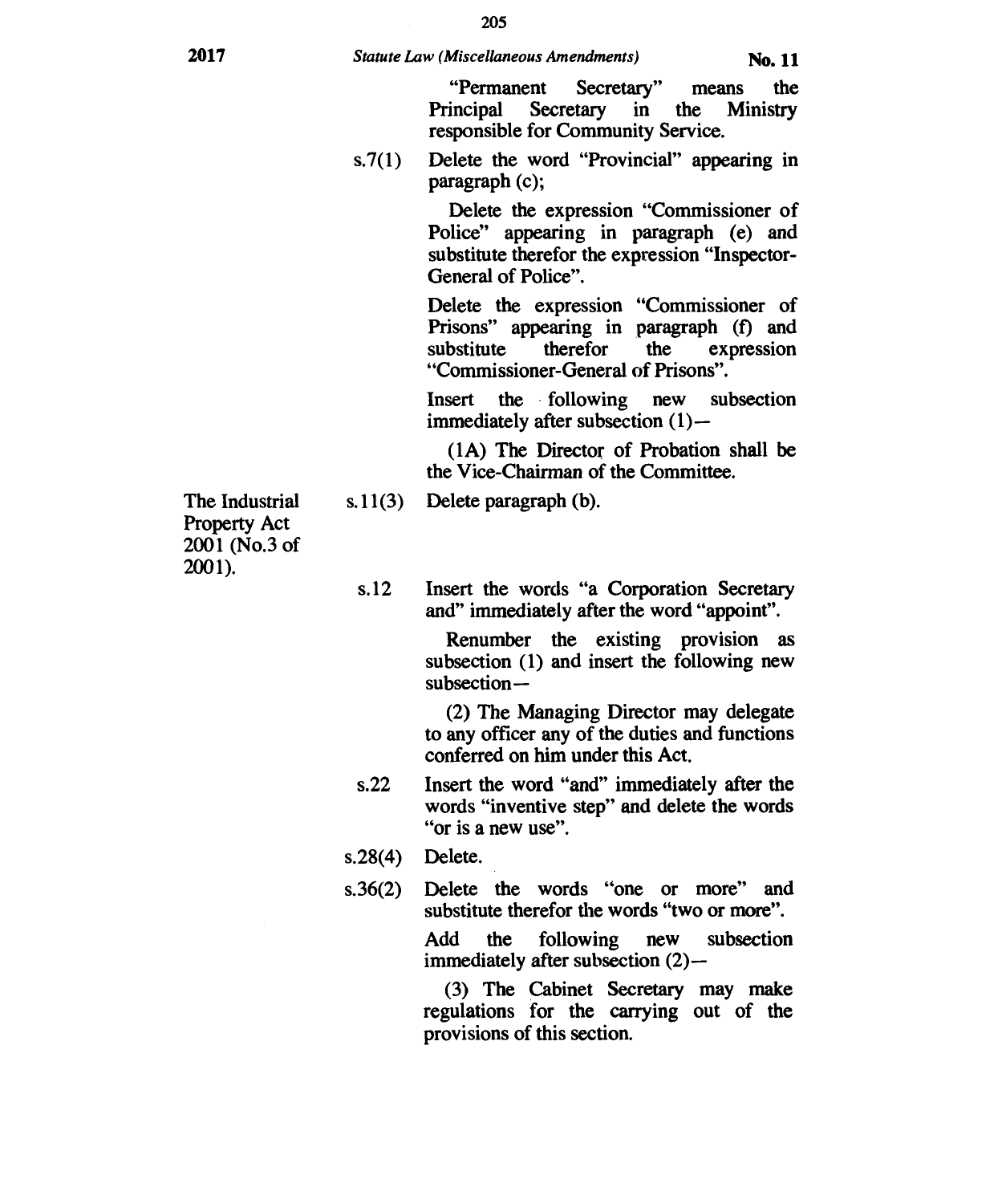"Permanent Secretary" means the Principal Secretary in the Ministry responsible for Community Service.

| | | |
|---|---|---|
| | s.7(1) | Delete the word "Provincial" appearing in paragraph (c);<br><br>Delete the expression "Commissioner of Police" appearing in paragraph (e) and substitute therefor the expression "Inspector-General of Police".<br><br>Delete the expression "Commissioner of Prisons" appearing in paragraph (f) and substitute therefor the expression "Commissioner-General of Prisons".<br><br>Insert the following new subsection immediately after subsection (1)—<br><br>(1A) The Director of Probation shall be the Vice-Chairman of the Committee. |
| | s.11(3) | Delete paragraph (b). |
| The Industrial Property Act 2001 (No.3 of 2001). | s.12 | Insert the words "a Corporation Secretary and" immediately after the word "appoint".<br><br>Renumber the existing provision as subsection (1) and insert the following new subsection—<br><br>(2) The Managing Director may delegate to any officer any of the duties and functions conferred on him under this Act. |
| | s.22 | Insert the word "and" immediately after the words "inventive step" and delete the words "or is a new use". |
| | s.28(4) | Delete. |
| | s.36(2) | Delete the words "one or more" and substitute therefor the words "two or more".<br><br>Add the following new subsection immediately after subsection (2)—<br><br>(3) The Cabinet Secretary may make regulations for the carrying out of the provisions of this section. |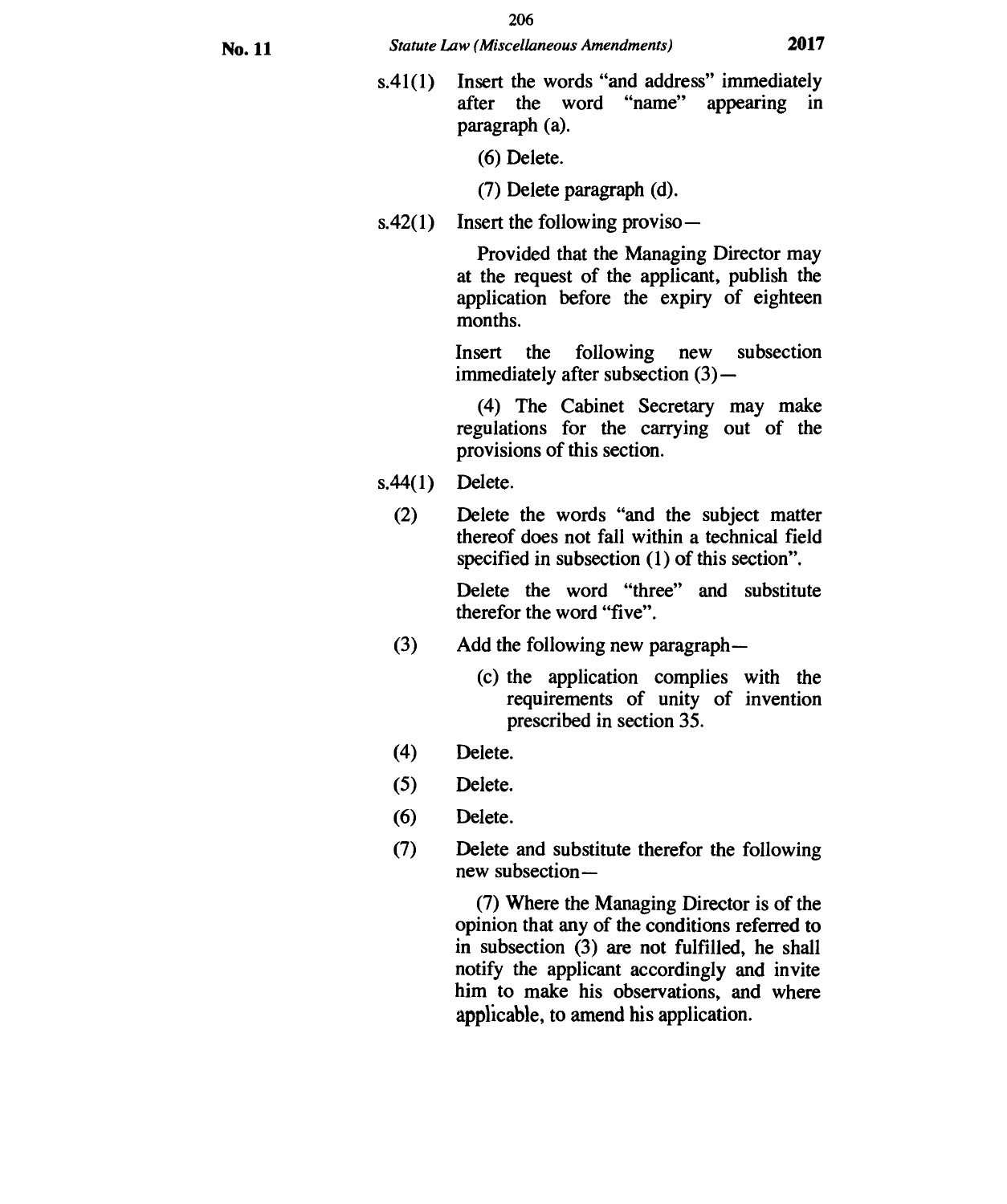s.41(1) Insert the words "and address" immediately after the word "name" appearing in paragraph (a).

(6) Delete.

(7) Delete paragraph (d).

s.42(1) Insert the following proviso—

Provided that the Managing Director may at the request of the applicant, publish the application before the expiry of eighteen months.

Insert the following new subsection immediately after subsection (3)—

(4) The Cabinet Secretary may make regulations for the carrying out of the provisions of this section.

s.44(1) Delete.

(2) Delete the words "and the subject matter thereof does not fall within a technical field specified in subsection (1) of this section".

Delete the word "three" and substitute therefor the word "five".

(3) Add the following new paragraph—

(c) the application complies with the requirements of unity of invention prescribed in section 35.

(4) Delete.

(5) Delete.

(6) Delete.

(7) Delete and substitute therefor the following new subsection—

(7) Where the Managing Director is of the opinion that any of the conditions referred to in subsection (3) are not fulfilled, he shall notify the applicant accordingly and invite him to make his observations, and where applicable, to amend his application.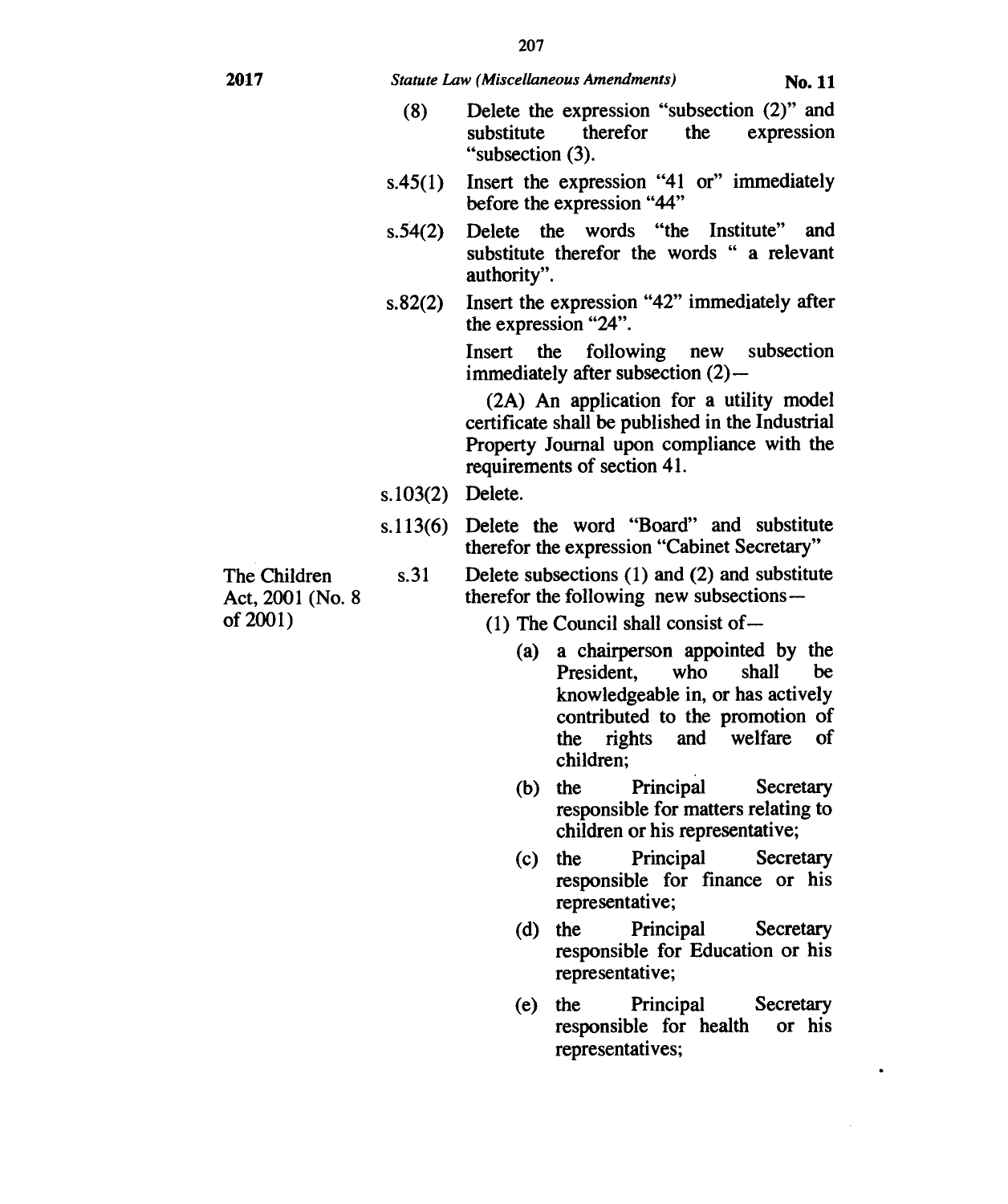(8) Delete the expression "subsection (2)" and substitute therefor the expression "subsection (3).

s.45(1) Insert the expression "41 or" immediately before the expression "44"

s.54(2) Delete the words "the Institute" and substitute therefor the words " a relevant authority".

s.82(2) Insert the expression "42" immediately after the expression "24".

Insert the following new subsection immediately after subsection (2)—

(2A) An application for a utility model certificate shall be published in the Industrial Property Journal upon compliance with the requirements of section 41.

s.103(2) Delete.

s.113(6) Delete the word "Board" and substitute therefor the expression "Cabinet Secretary"

The Children Act, 2001 (No. 8 of 2001)

s.31 Delete subsections (1) and (2) and substitute therefor the following new subsections—

(1) The Council shall consist of—

(a) a chairperson appointed by the President, who shall be knowledgeable in, or has actively contributed to the promotion of the rights and welfare of children;

(b) the Principal Secretary responsible for matters relating to children or his representative;

(c) the Principal Secretary responsible for finance or his representative;

(d) the Principal Secretary responsible for Education or his representative;

(e) the Principal Secretary responsible for health or his representatives;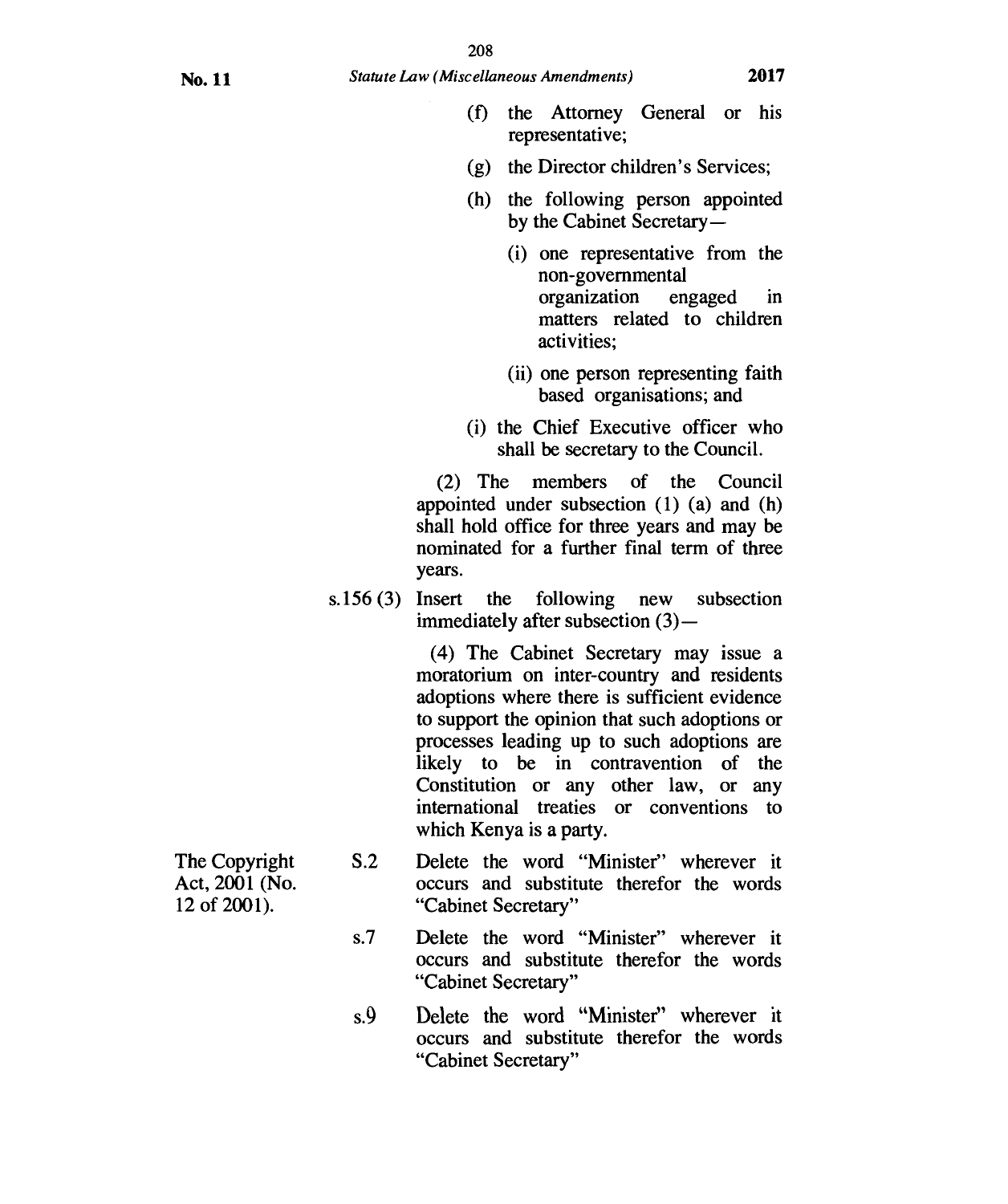(f) the Attorney General or his representative;

(g) the Director children's Services;

(h) the following person appointed by the Cabinet Secretary—

(i) one representative from the non-governmental organization engaged in matters related to children activities;

(ii) one person representing faith based organisations; and

(i) the Chief Executive officer who shall be secretary to the Council.

(2) The members of the Council appointed under subsection (1) (a) and (h) shall hold office for three years and may be nominated for a further final term of three years.

s.156 (3) Insert the following new subsection immediately after subsection (3)—

(4) The Cabinet Secretary may issue a moratorium on inter-country and residents adoptions where there is sufficient evidence to support the opinion that such adoptions or processes leading up to such adoptions are likely to be in contravention of the Constitution or any other law, or any international treaties or conventions to which Kenya is a party.

| | | |
|---|---|---|
| The Copyright Act, 2001 (No. 12 of 2001). | S.2 | Delete the word "Minister" wherever it occurs and substitute therefor the words "Cabinet Secretary" |
| | s.7 | Delete the word "Minister" wherever it occurs and substitute therefor the words "Cabinet Secretary" |
| | s.9 | Delete the word "Minister" wherever it occurs and substitute therefor the words "Cabinet Secretary" |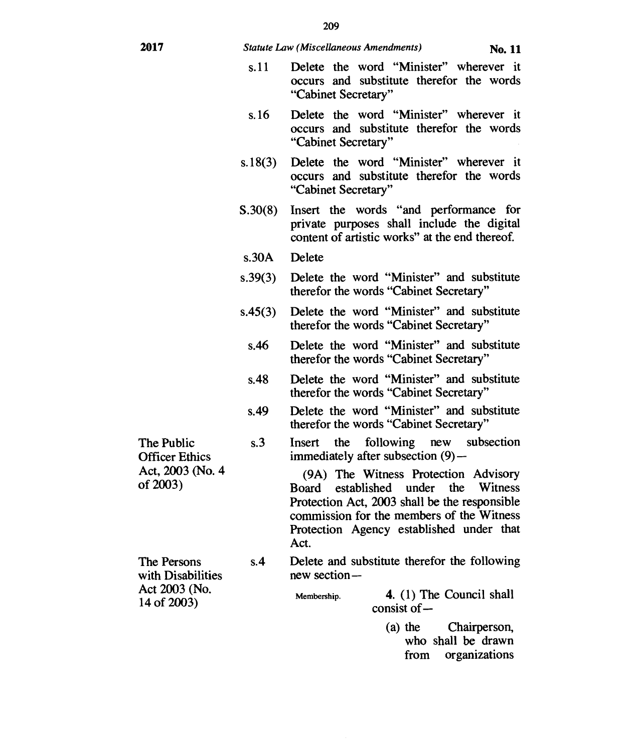| | | |
|---|---|---|
| | s.11 | Delete the word "Minister" wherever it occurs and substitute therefor the words "Cabinet Secretary" |
| | s.16 | Delete the word "Minister" wherever it occurs and substitute therefor the words "Cabinet Secretary" |
| | s.18(3) | Delete the word "Minister" wherever it occurs and substitute therefor the words "Cabinet Secretary" |
| | S.30(8) | Insert the words "and performance for private purposes shall include the digital content of artistic works" at the end thereof. |
| | s.30A | Delete |
| | s.39(3) | Delete the word "Minister" and substitute therefor the words "Cabinet Secretary" |
| | s.45(3) | Delete the word "Minister" and substitute therefor the words "Cabinet Secretary" |
| | s.46 | Delete the word "Minister" and substitute therefor the words "Cabinet Secretary" |
| | s.48 | Delete the word "Minister" and substitute therefor the words "Cabinet Secretary" |
| | s.49 | Delete the word "Minister" and substitute therefor the words "Cabinet Secretary" |
| The Public Officer Ethics Act, 2003 (No. 4 of 2003) | s.3 | Insert the following new subsection immediately after subsection (9)— <br><br> (9A) The Witness Protection Advisory Board established under the Witness Protection Act, 2003 shall be the responsible commission for the members of the Witness Protection Agency established under that Act. |
| The Persons with Disabilities Act 2003 (No. 14 of 2003) | s.4 | Delete and substitute therefor the following new section— <br><br> Membership. **4.** (1) The Council shall consist of— <br><br> (a) the Chairperson, who shall be drawn from organizations |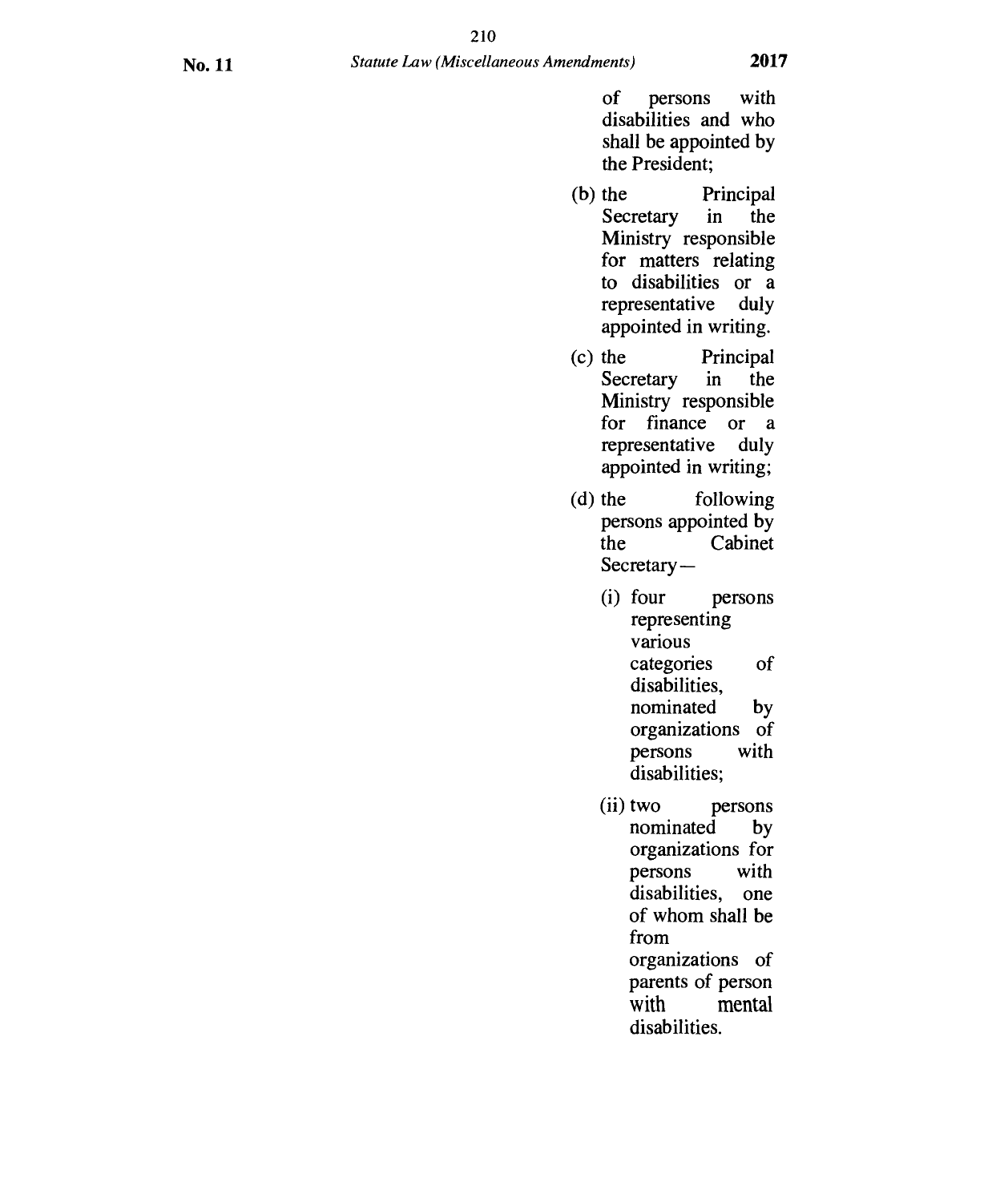of persons with disabilities and who shall be appointed by the President;

(b) the Principal Secretary in the Ministry responsible for matters relating to disabilities or a representative duly appointed in writing.

(c) the Principal Secretary in the Ministry responsible for finance or a representative duly appointed in writing;

(d) the following persons appointed by the Cabinet Secretary—

(i) four persons representing various categories of disabilities, nominated by organizations of persons with disabilities;

(ii) two persons nominated by organizations for persons with disabilities, one of whom shall be from organizations of parents of person with mental disabilities.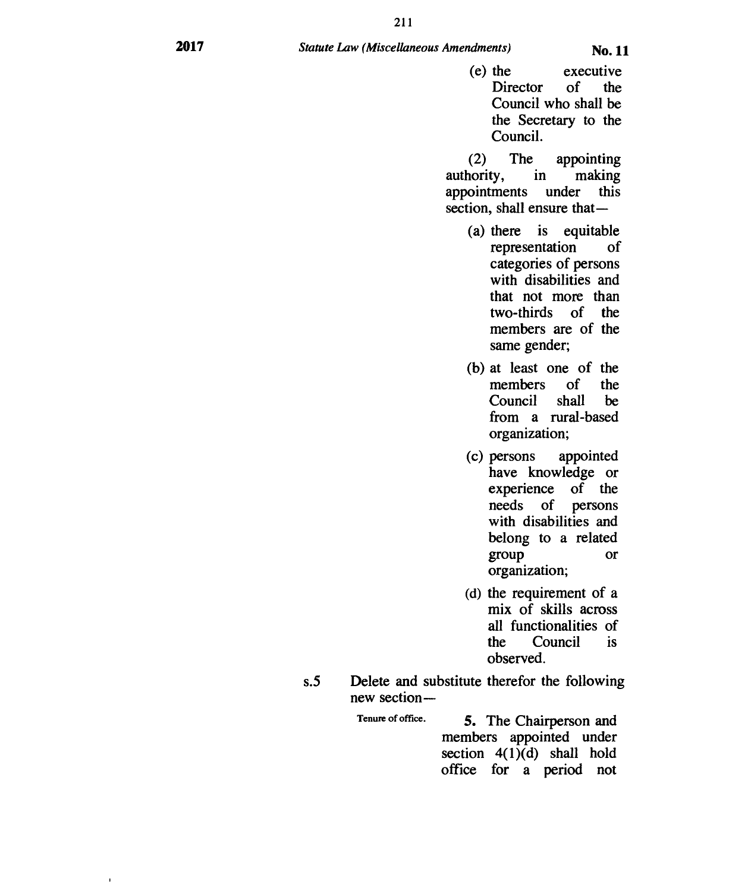(e) the executive Director of the Council who shall be the Secretary to the Council.

(2) The appointing authority, in making appointments under this section, shall ensure that—

(a) there is equitable representation of categories of persons with disabilities and that not more than two-thirds of the members are of the same gender;

(b) at least one of the members of the Council shall be from a rural-based organization;

(c) persons appointed have knowledge or experience of the needs of persons with disabilities and belong to a related group or organization;

(d) the requirement of a mix of skills across all functionalities of the Council is observed.

s.5 Delete and substitute therefor the following new section—

Tenure of office.

**5.** The Chairperson and members appointed under section 4(1)(d) shall hold office for a period not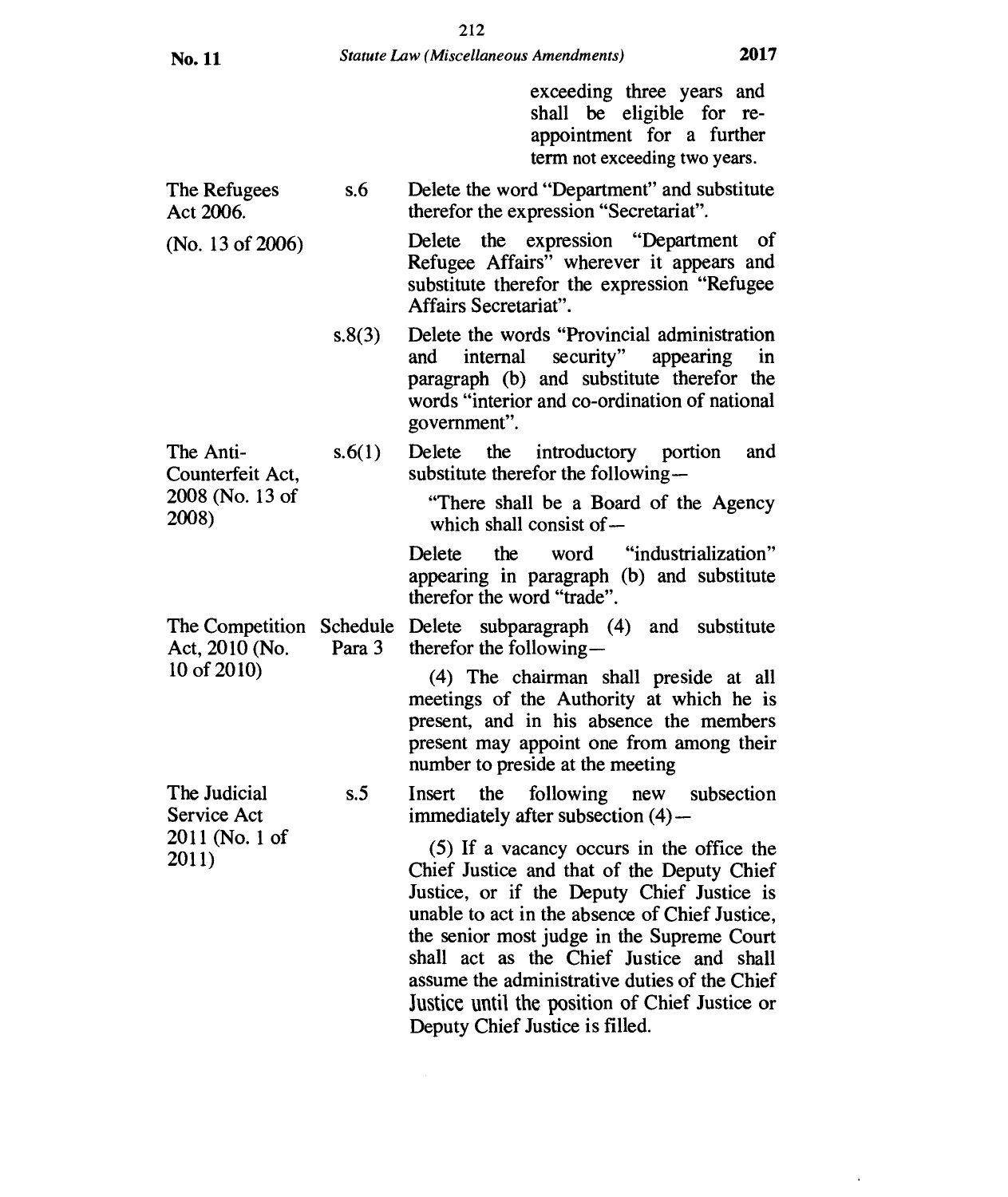| Act | Provision | Amendment |
|---|---|---|
| | | exceeding three years and shall be eligible for re-appointment for a further term not exceeding two years. |
| The Refugees Act 2006. (No. 13 of 2006) | s.6 | Delete the word "Department" and substitute therefor the expression "Secretariat". |
| | | Delete the expression "Department of Refugee Affairs" wherever it appears and substitute therefor the expression "Refugee Affairs Secretariat". |
| | s.8(3) | Delete the words "Provincial administration and internal security" appearing in paragraph (b) and substitute therefor the words "interior and co-ordination of national government". |
| The Anti-Counterfeit Act, 2008 (No. 13 of 2008) | s.6(1) | Delete the introductory portion and substitute therefor the following— "There shall be a Board of the Agency which shall consist of— |
| | | Delete the word "industrialization" appearing in paragraph (b) and substitute therefor the word "trade". |
| The Competition Act, 2010 (No. 10 of 2010) | Schedule Para 3 | Delete subparagraph (4) and substitute therefor the following— (4) The chairman shall preside at all meetings of the Authority at which he is present, and in his absence the members present may appoint one from among their number to preside at the meeting |
| The Judicial Service Act 2011 (No. 1 of 2011) | s.5 | Insert the following new subsection immediately after subsection (4)— (5) If a vacancy occurs in the office the Chief Justice and that of the Deputy Chief Justice, or if the Deputy Chief Justice is unable to act in the absence of Chief Justice, the senior most judge in the Supreme Court shall act as the Chief Justice and shall assume the administrative duties of the Chief Justice until the position of Chief Justice or Deputy Chief Justice is filled. |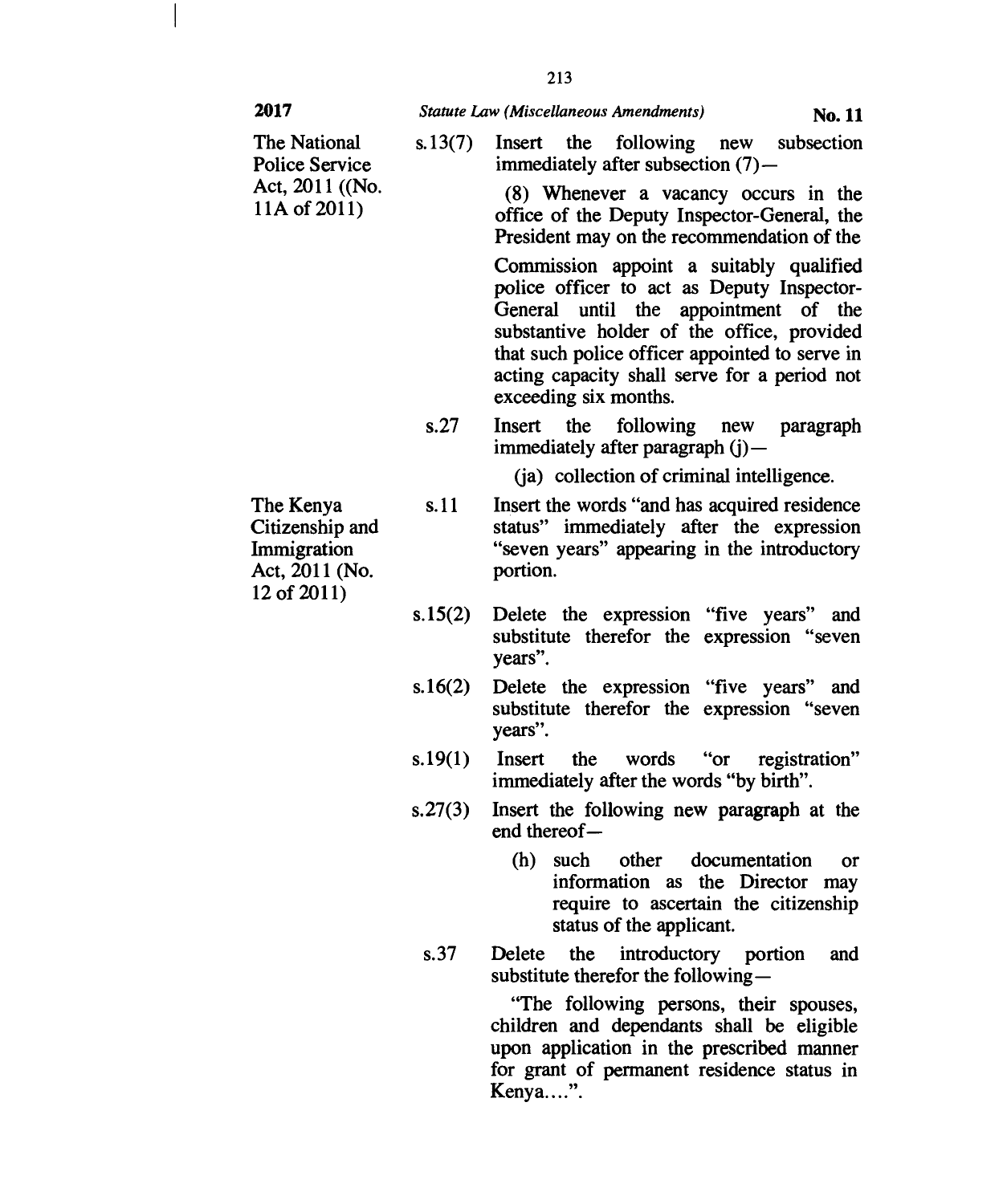| Act | Provision | Amendment |
|---|---|---|
| The National Police Service Act, 2011 ((No. 11A of 2011) | s.13(7) | Insert the following new subsection immediately after subsection (7)—<br><br>(8) Whenever a vacancy occurs in the office of the Deputy Inspector-General, the President may on the recommendation of the Commission appoint a suitably qualified police officer to act as Deputy Inspector-General until the appointment of the substantive holder of the office, provided that such police officer appointed to serve in acting capacity shall serve for a period not exceeding six months. |
| | s.27 | Insert the following new paragraph immediately after paragraph (j)—<br><br>(ja) collection of criminal intelligence. |
| The Kenya Citizenship and Immigration Act, 2011 (No. 12 of 2011) | s.11 | Insert the words "and has acquired residence status" immediately after the expression "seven years" appearing in the introductory portion. |
| | s.15(2) | Delete the expression "five years" and substitute therefor the expression "seven years". |
| | s.16(2) | Delete the expression "five years" and substitute therefor the expression "seven years". |
| | s.19(1) | Insert the words "or registration" immediately after the words "by birth". |
| | s.27(3) | Insert the following new paragraph at the end thereof—<br><br>(h) such other documentation or information as the Director may require to ascertain the citizenship status of the applicant. |
| | s.37 | Delete the introductory portion and substitute therefor the following—<br><br>"The following persons, their spouses, children and dependants shall be eligible upon application in the prescribed manner for grant of permanent residence status in Kenya....". |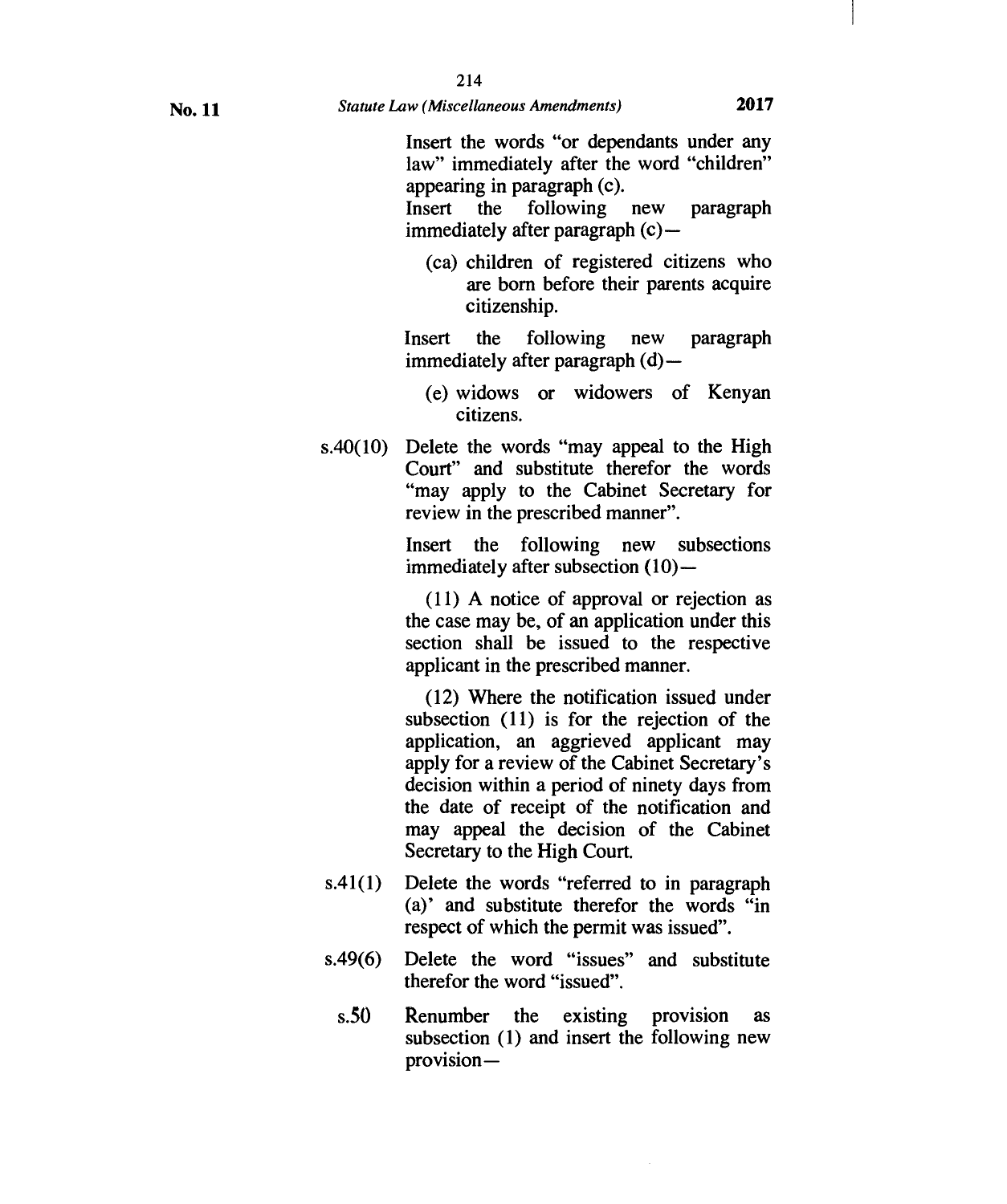Insert the words "or dependants under any law" immediately after the word "children" appearing in paragraph (c).

Insert the following new paragraph immediately after paragraph (c)—

> (ca) children of registered citizens who are born before their parents acquire citizenship.

Insert the following new paragraph immediately after paragraph (d)—

> (e) widows or widowers of Kenyan citizens.

s.40(10) Delete the words "may appeal to the High Court" and substitute therefor the words "may apply to the Cabinet Secretary for review in the prescribed manner".

Insert the following new subsections immediately after subsection (10)—

> (11) A notice of approval or rejection as the case may be, of an application under this section shall be issued to the respective applicant in the prescribed manner.
>
> (12) Where the notification issued under subsection (11) is for the rejection of the application, an aggrieved applicant may apply for a review of the Cabinet Secretary's decision within a period of ninety days from the date of receipt of the notification and may appeal the decision of the Cabinet Secretary to the High Court.

s.41(1) Delete the words "referred to in paragraph (a)' and substitute therefor the words "in respect of which the permit was issued".

s.49(6) Delete the word "issues" and substitute therefor the word "issued".

s.50 Renumber the existing provision as subsection (1) and insert the following new provision—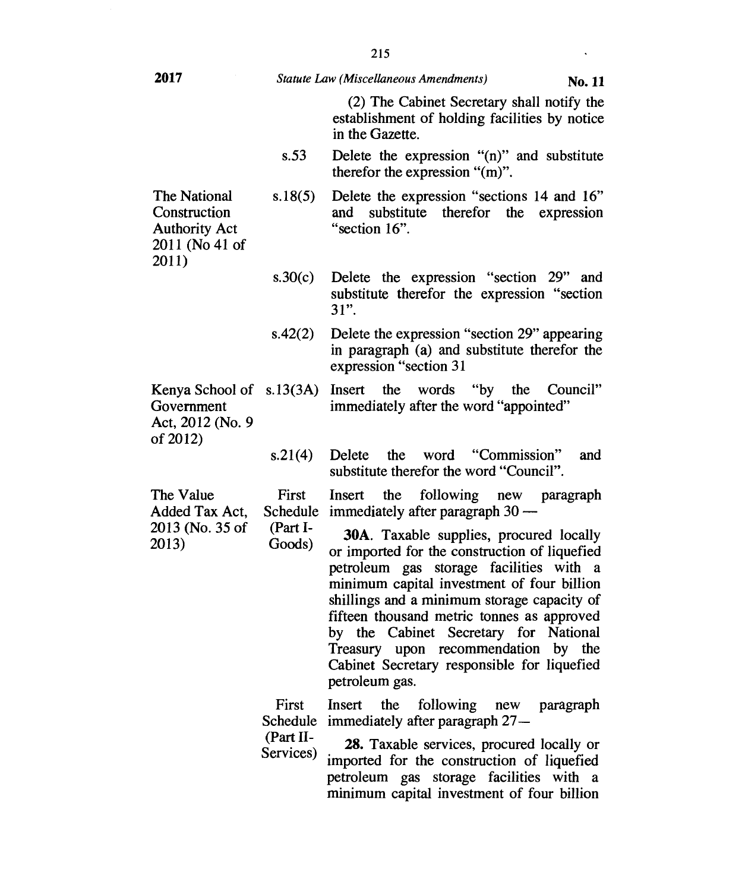(2) The Cabinet Secretary shall notify the establishment of holding facilities by notice in the Gazette.

| | | |
|---|---|---|
| | s.53 | Delete the expression "(n)" and substitute therefor the expression "(m)". |
| The National Construction Authority Act 2011 (No 41 of 2011) | s.18(5) | Delete the expression "sections 14 and 16" and substitute therefor the expression "section 16". |
| | s.30(c) | Delete the expression "section 29" and substitute therefor the expression "section 31". |
| | s.42(2) | Delete the expression "section 29" appearing in paragraph (a) and substitute therefor the expression "section 31 |
| Kenya School of Government Act, 2012 (No. 9 of 2012) | s.13(3A) | Insert the words "by the Council" immediately after the word "appointed" |
| | s.21(4) | Delete the word "Commission" and substitute therefor the word "Council". |
| The Value Added Tax Act, 2013 (No. 35 of 2013) | First Schedule (Part I-Goods) | Insert the following new paragraph immediately after paragraph 30 —<br><br>**30A**. Taxable supplies, procured locally or imported for the construction of liquefied petroleum gas storage facilities with a minimum capital investment of four billion shillings and a minimum storage capacity of fifteen thousand metric tonnes as approved by the Cabinet Secretary for National Treasury upon recommendation by the Cabinet Secretary responsible for liquefied petroleum gas. |
| | First Schedule (Part II-Services) | Insert the following new paragraph immediately after paragraph 27—<br><br>**28.** Taxable services, procured locally or imported for the construction of liquefied petroleum gas storage facilities with a minimum capital investment of four billion |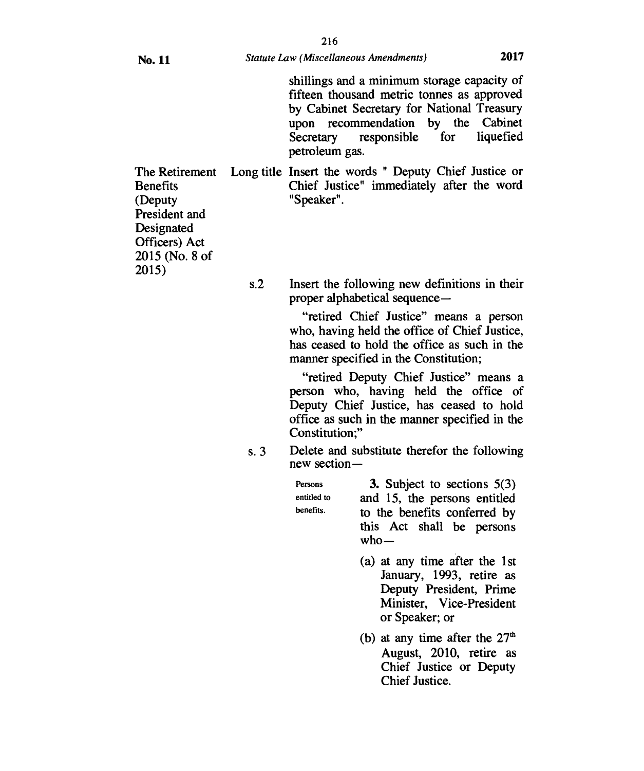shillings and a minimum storage capacity of fifteen thousand metric tonnes as approved by Cabinet Secretary for National Treasury upon recommendation by the Cabinet Secretary responsible for liquefied petroleum gas.

| | | |
|---|---|---|
| The Retirement Benefits (Deputy President and Designated Officers) Act 2015 (No. 8 of 2015) | Long title | Insert the words " Deputy Chief Justice or Chief Justice" immediately after the word "Speaker". |
| | s.2 | Insert the following new definitions in their proper alphabetical sequence— "retired Chief Justice" means a person who, having held the office of Chief Justice, has ceased to hold the office as such in the manner specified in the Constitution; "retired Deputy Chief Justice" means a person who, having held the office of Deputy Chief Justice, has ceased to hold office as such in the manner specified in the Constitution;" |
| | s. 3 | Delete and substitute therefor the following new section— |

Persons entitled to benefits.

**3.** Subject to sections 5(3) and 15, the persons entitled to the benefits conferred by this Act shall be persons who—

(a) at any time after the 1st January, 1993, retire as Deputy President, Prime Minister, Vice-President or Speaker; or

(b) at any time after the 27th August, 2010, retire as Chief Justice or Deputy Chief Justice.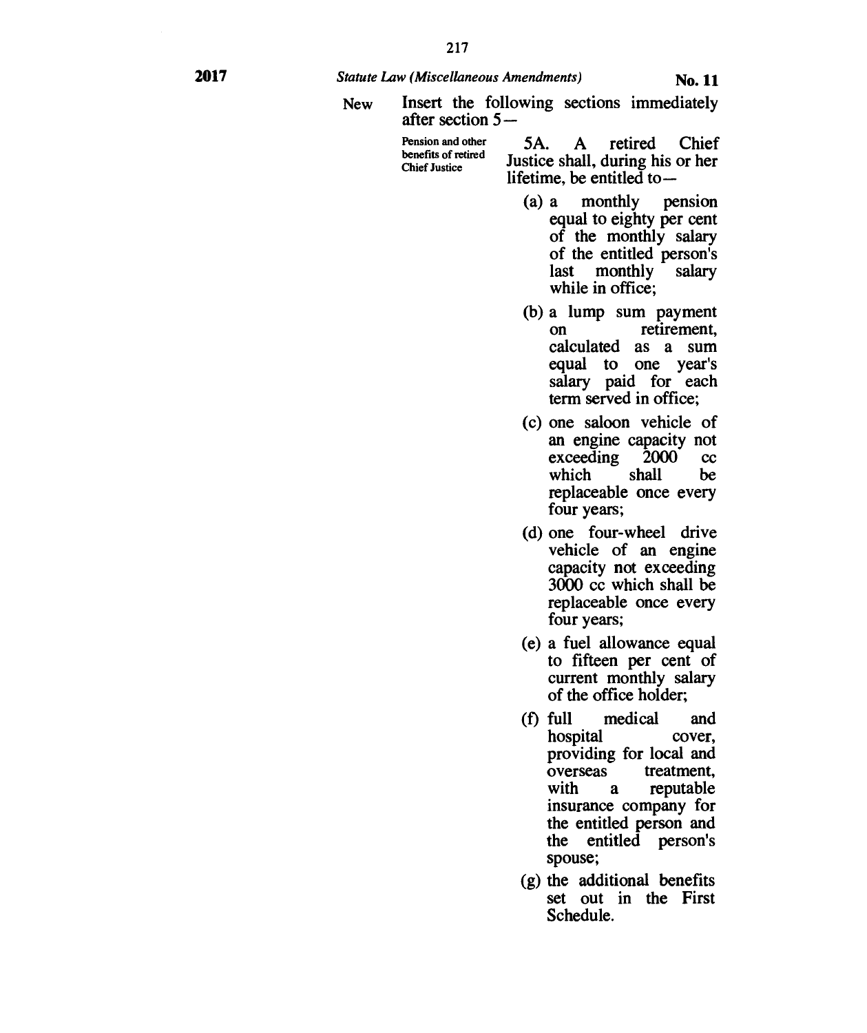New Insert the following sections immediately after section 5—

Pension and other benefits of retired Chief Justice

5A. A retired Chief Justice shall, during his or her lifetime, be entitled to—

(a) a monthly pension equal to eighty per cent of the monthly salary of the entitled person's last monthly salary while in office;

(b) a lump sum payment on retirement, calculated as a sum equal to one year's salary paid for each term served in office;

(c) one saloon vehicle of an engine capacity not exceeding 2000 cc which shall be replaceable once every four years;

(d) one four-wheel drive vehicle of an engine capacity not exceeding 3000 cc which shall be replaceable once every four years;

(e) a fuel allowance equal to fifteen per cent of current monthly salary of the office holder;

(f) full medical and hospital cover, providing for local and overseas treatment, with a reputable insurance company for the entitled person and the entitled person's spouse;

(g) the additional benefits set out in the First Schedule.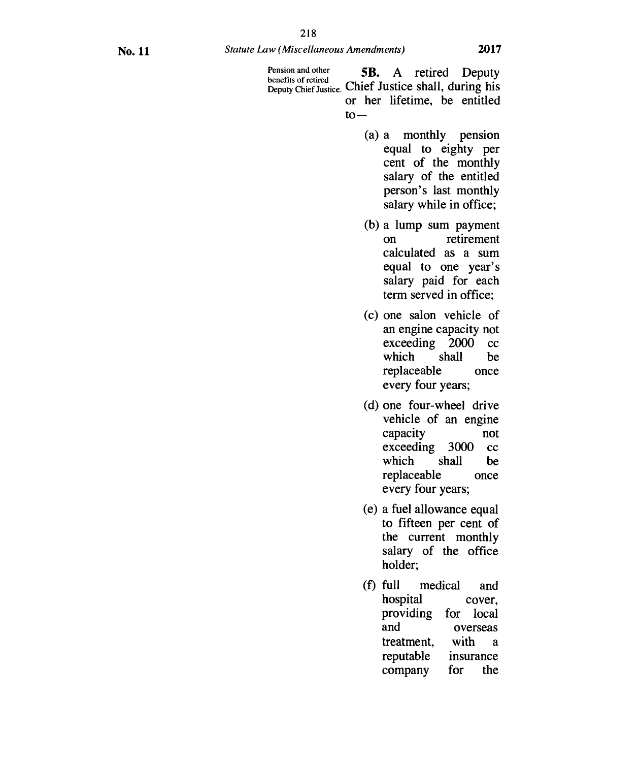Pension and other benefits of retired Deputy Chief Justice.

**5B.** A retired Deputy Chief Justice shall, during his or her lifetime, be entitled to—

(a) a monthly pension equal to eighty per cent of the monthly salary of the entitled person's last monthly salary while in office;

(b) a lump sum payment on retirement calculated as a sum equal to one year's salary paid for each term served in office;

(c) one salon vehicle of an engine capacity not exceeding 2000 cc which shall be replaceable once every four years;

(d) one four-wheel drive vehicle of an engine capacity not exceeding 3000 cc which shall be replaceable once every four years;

(e) a fuel allowance equal to fifteen per cent of the current monthly salary of the office holder;

(f) full medical and hospital cover, providing for local and overseas treatment, with a reputable insurance company for the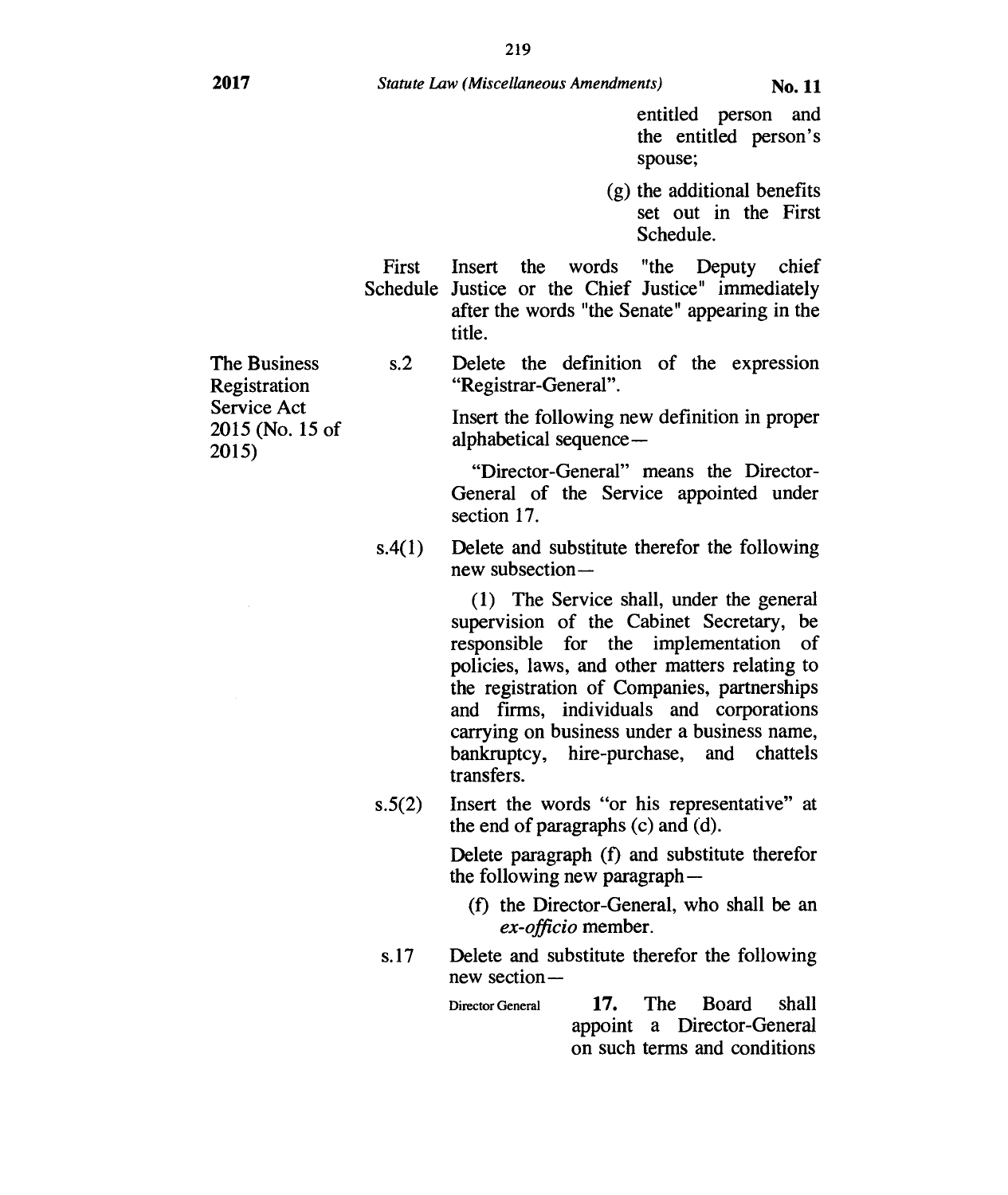entitled person and the entitled person's spouse;

(g) the additional benefits set out in the First Schedule.

| | | |
|---|---|---|
| | First Schedule | Insert the words "the Deputy chief Justice or the Chief Justice" immediately after the words "the Senate" appearing in the title. |
| The Business Registration Service Act 2015 (No. 15 of 2015) | s.2 | Delete the definition of the expression "Registrar-General".<br><br>Insert the following new definition in proper alphabetical sequence—<br><br>"Director-General" means the Director-General of the Service appointed under section 17. |
| | s.4(1) | Delete and substitute therefor the following new subsection—<br><br>(1) The Service shall, under the general supervision of the Cabinet Secretary, be responsible for the implementation of policies, laws, and other matters relating to the registration of Companies, partnerships and firms, individuals and corporations carrying on business under a business name, bankruptcy, hire-purchase, and chattels transfers. |
| | s.5(2) | Insert the words "or his representative" at the end of paragraphs (c) and (d).<br><br>Delete paragraph (f) and substitute therefor the following new paragraph—<br><br>(f) the Director-General, who shall be an *ex-officio* member. |
| | s.17 | Delete and substitute therefor the following new section—<br><br>Director General — **17.** The Board shall appoint a Director-General on such terms and conditions |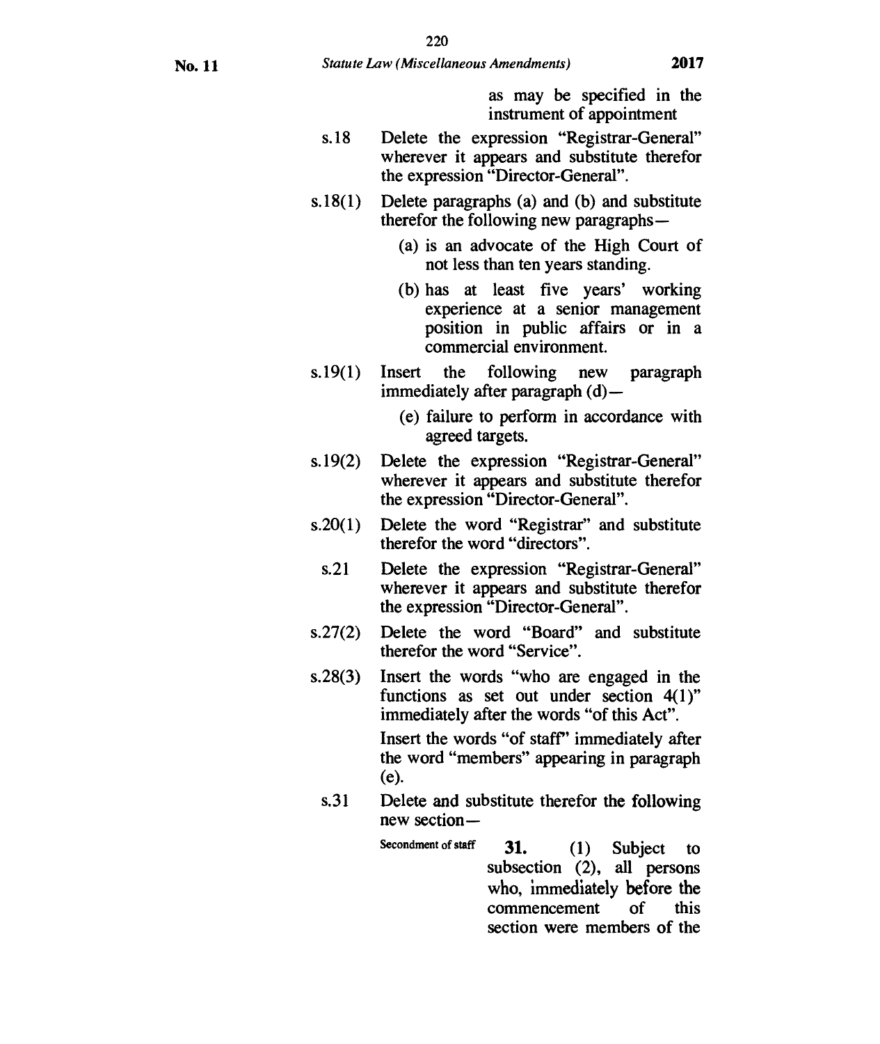as may be specified in the instrument of appointment

s.18 Delete the expression "Registrar-General" wherever it appears and substitute therefor the expression "Director-General".

s.18(1) Delete paragraphs (a) and (b) and substitute therefor the following new paragraphs—

(a) is an advocate of the High Court of not less than ten years standing.

(b) has at least five years' working experience at a senior management position in public affairs or in a commercial environment.

s.19(1) Insert the following new paragraph immediately after paragraph (d)—

(e) failure to perform in accordance with agreed targets.

s.19(2) Delete the expression "Registrar-General" wherever it appears and substitute therefor the expression "Director-General".

s.20(1) Delete the word "Registrar" and substitute therefor the word "directors".

s.21 Delete the expression "Registrar-General" wherever it appears and substitute therefor the expression "Director-General".

s.27(2) Delete the word "Board" and substitute therefor the word "Service".

s.28(3) Insert the words "who are engaged in the functions as set out under section 4(1)" immediately after the words "of this Act".

Insert the words "of staff" immediately after the word "members" appearing in paragraph (e).

s.31 Delete and substitute therefor the following new section—

Secondment of staff

**31.** (1) Subject to subsection (2), all persons who, immediately before the commencement of this section were members of the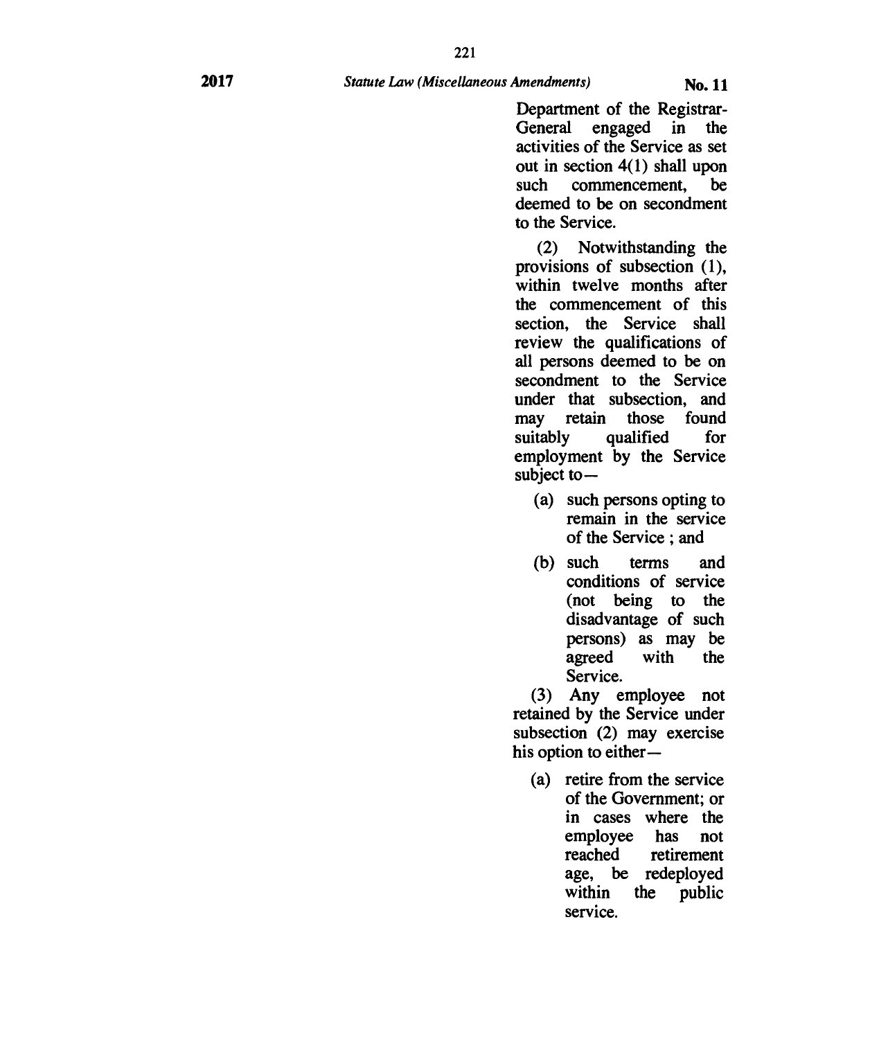Department of the Registrar-General engaged in the activities of the Service as set out in section 4(1) shall upon such commencement, be deemed to be on secondment to the Service.

(2) Notwithstanding the provisions of subsection (1), within twelve months after the commencement of this section, the Service shall review the qualifications of all persons deemed to be on secondment to the Service under that subsection, and may retain those found suitably qualified for employment by the Service subject to—

(a) such persons opting to remain in the service of the Service ; and

(b) such terms and conditions of service (not being to the disadvantage of such persons) as may be agreed with the Service.

(3) Any employee not retained by the Service under subsection (2) may exercise his option to either—

(a) retire from the service of the Government; or in cases where the employee has not reached retirement age, be redeployed within the public service.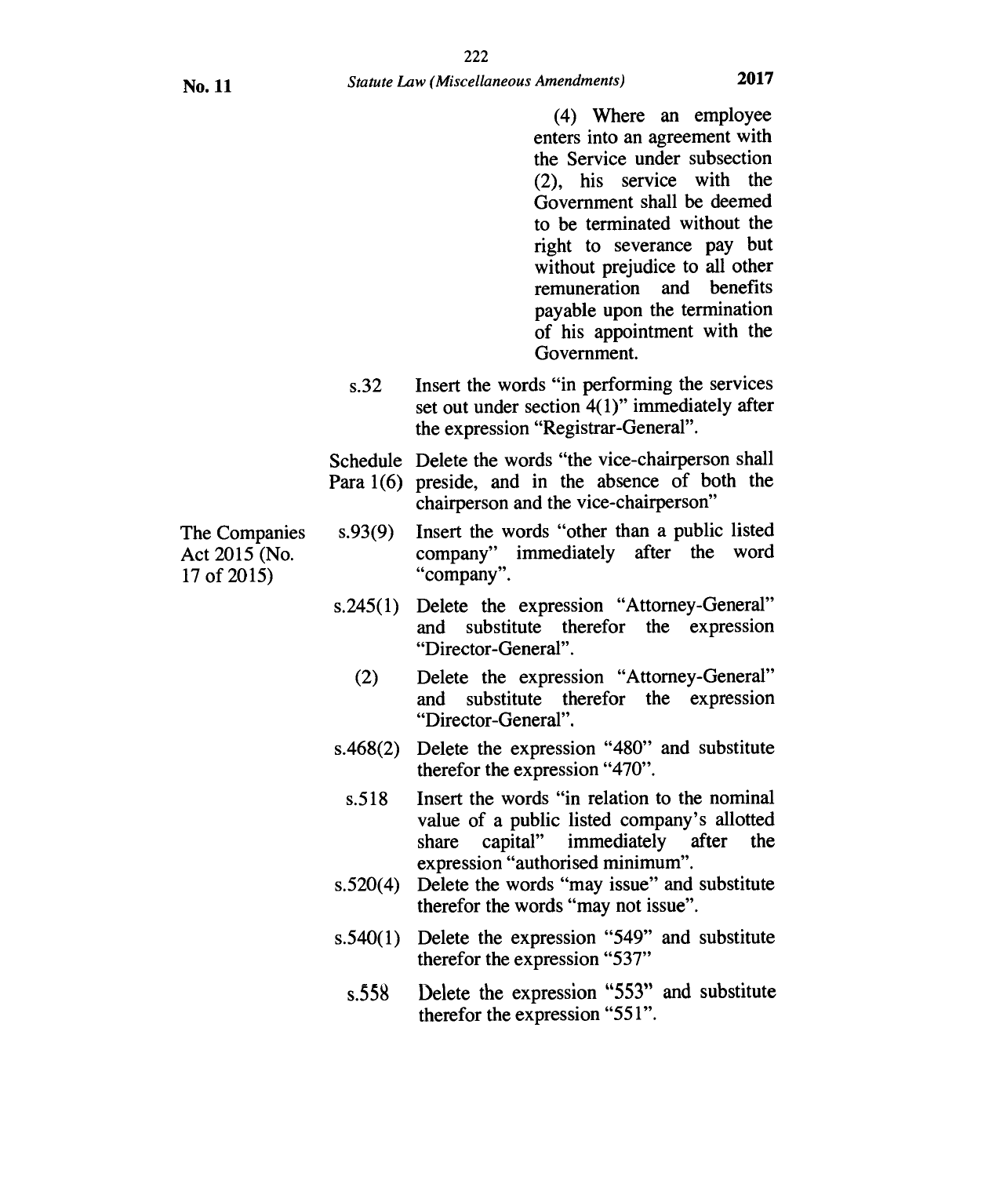(4) Where an employee enters into an agreement with the Service under subsection (2), his service with the Government shall be deemed to be terminated without the right to severance pay but without prejudice to all other remuneration and benefits payable upon the termination of his appointment with the Government.

| | | |
|---|---|---|
| | s.32 | Insert the words "in performing the services set out under section 4(1)" immediately after the expression "Registrar-General". |
| | Schedule Para 1(6) | Delete the words "the vice-chairperson shall preside, and in the absence of both the chairperson and the vice-chairperson" |
| The Companies Act 2015 (No. 17 of 2015) | s.93(9) | Insert the words "other than a public listed company" immediately after the word "company". |
| | s.245(1) | Delete the expression "Attorney-General" and substitute therefor the expression "Director-General". |
| | (2) | Delete the expression "Attorney-General" and substitute therefor the expression "Director-General". |
| | s.468(2) | Delete the expression "480" and substitute therefor the expression "470". |
| | s.518 | Insert the words "in relation to the nominal value of a public listed company's allotted share capital" immediately after the expression "authorised minimum". |
| | s.520(4) | Delete the words "may issue" and substitute therefor the words "may not issue". |
| | s.540(1) | Delete the expression "549" and substitute therefor the expression "537" |
| | s.558 | Delete the expression "553" and substitute therefor the expression "551". |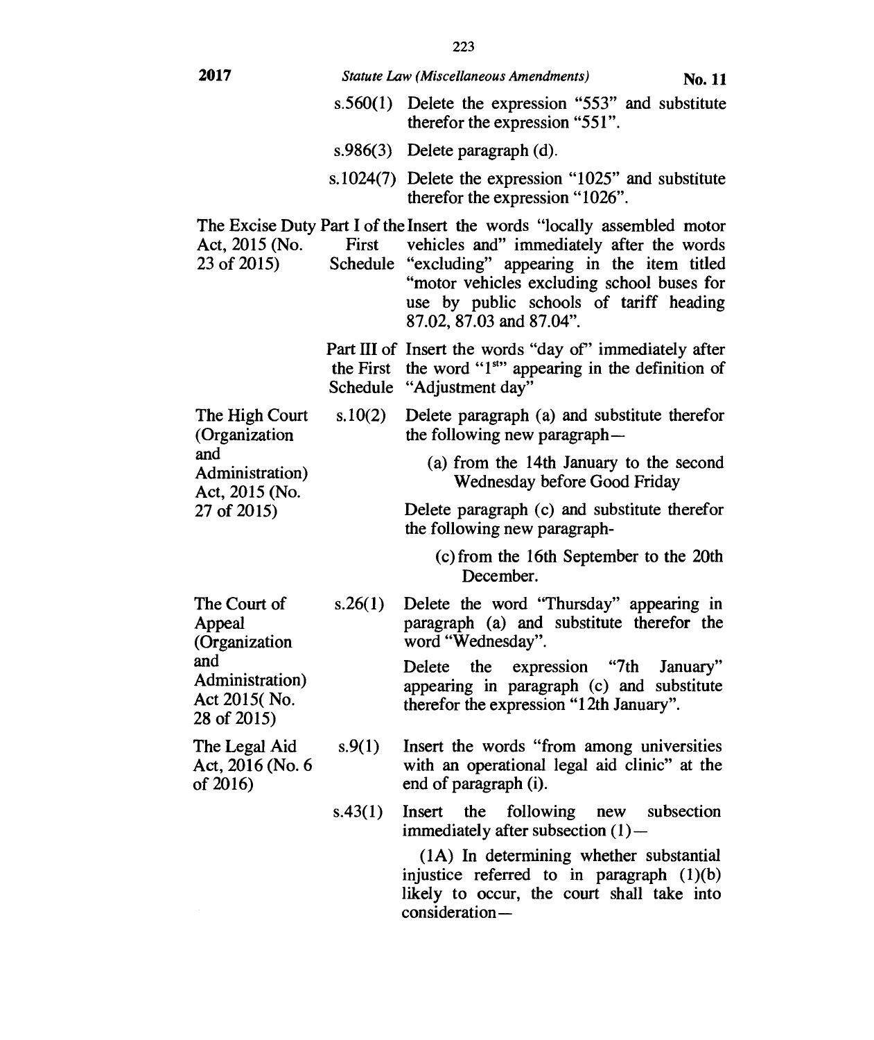| | | |
|---|---|---|
| | s.560(1) | Delete the expression "553" and substitute therefor the expression "551". |
| | s.986(3) | Delete paragraph (d). |
| | s.1024(7) | Delete the expression "1025" and substitute therefor the expression "1026". |
| The Excise Duty Act, 2015 (No. 23 of 2015) | Part I of the First Schedule | Insert the words "locally assembled motor vehicles and" immediately after the words "excluding" appearing in the item titled "motor vehicles excluding school buses for use by public schools of tariff heading 87.02, 87.03 and 87.04". |
| | Part III of the First Schedule | Insert the words "day of" immediately after the word "1st" appearing in the definition of "Adjustment day" |
| The High Court (Organization and Administration) Act, 2015 (No. 27 of 2015) | s.10(2) | Delete paragraph (a) and substitute therefor the following new paragraph—<br><br>(a) from the 14th January to the second Wednesday before Good Friday<br><br>Delete paragraph (c) and substitute therefor the following new paragraph-<br><br>(c) from the 16th September to the 20th December. |
| The Court of Appeal (Organization and Administration) Act 2015( No. 28 of 2015) | s.26(1) | Delete the word "Thursday" appearing in paragraph (a) and substitute therefor the word "Wednesday".<br><br>Delete the expression "7th January" appearing in paragraph (c) and substitute therefor the expression "12th January". |
| The Legal Aid Act, 2016 (No. 6 of 2016) | s.9(1) | Insert the words "from among universities with an operational legal aid clinic" at the end of paragraph (i). |
| | s.43(1) | Insert the following new subsection immediately after subsection (1)—<br><br>(1A) In determining whether substantial injustice referred to in paragraph (1)(b) likely to occur, the court shall take into consideration— |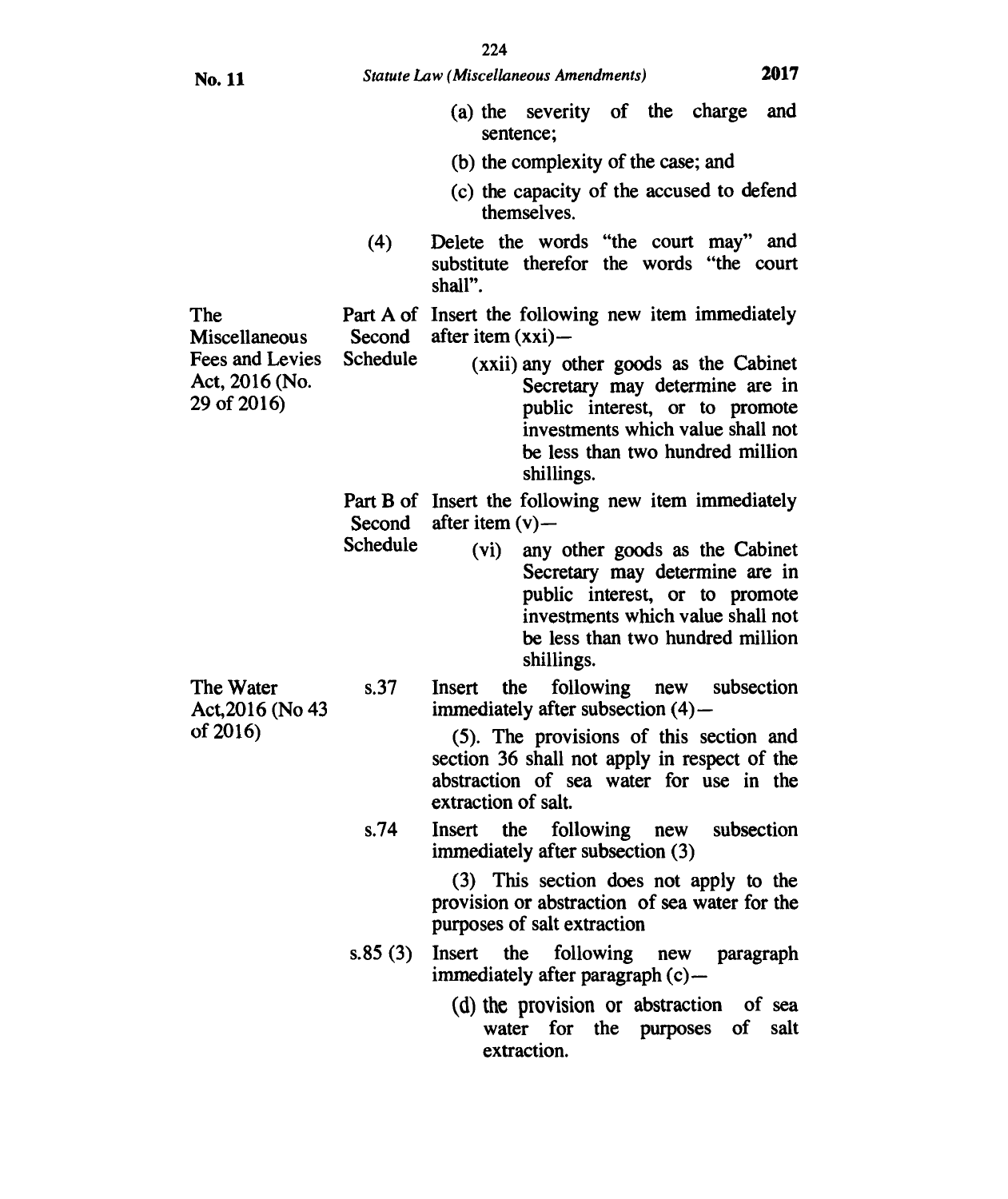(a) the severity of the charge and sentence;

(b) the complexity of the case; and

(c) the capacity of the accused to defend themselves.

| | | |
|---|---|---|
| | (4) | Delete the words "the court may" and substitute therefor the words "the court shall". |
| The Miscellaneous Fees and Levies Act, 2016 (No. 29 of 2016) | Part A of Second Schedule | Insert the following new item immediately after item (xxi)—<br><br>(xxii) any other goods as the Cabinet Secretary may determine are in public interest, or to promote investments which value shall not be less than two hundred million shillings. |
| | Part B of Second Schedule | Insert the following new item immediately after item (v)—<br><br>(vi) any other goods as the Cabinet Secretary may determine are in public interest, or to promote investments which value shall not be less than two hundred million shillings. |
| The Water Act,2016 (No 43 of 2016) | s.37 | Insert the following new subsection immediately after subsection (4)—<br><br>(5). The provisions of this section and section 36 shall not apply in respect of the abstraction of sea water for use in the extraction of salt. |
| | s.74 | Insert the following new subsection immediately after subsection (3)<br><br>(3) This section does not apply to the provision or abstraction of sea water for the purposes of salt extraction |
| | s.85 (3) | Insert the following new paragraph immediately after paragraph (c)—<br><br>(d) the provision or abstraction of sea water for the purposes of salt extraction. |